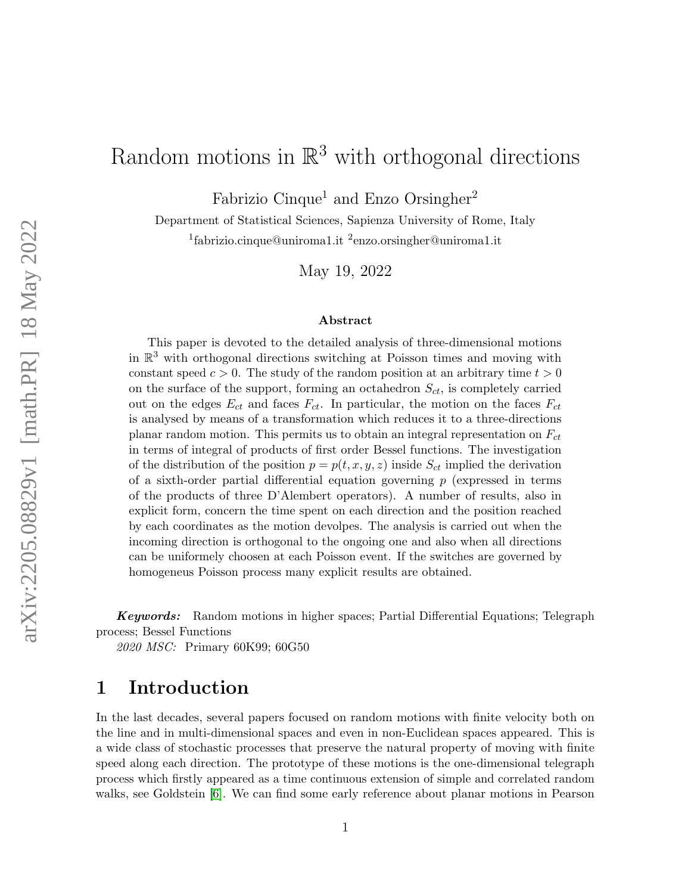# Random motions in $\mathbb{R}^3$ with orthogonal directions

Fabrizio Cinque[1] and Enzo Orsingher[2]

Department of Statistical Sciences, Sapienza University of Rome, Italy

[1]fabrizio.cinque@uniroma1.it [2]enzo.orsingher@uniroma1.it

May 19, 2022

### Abstract

This paper is devoted to the detailed analysis of three-dimensional motions in $\mathbb{R}^3$ with orthogonal directions switching at Poisson times and moving with constant speed $c > 0$. The study of the random position at an arbitrary time $t > 0$ on the surface of the support, forming an octahedron $S_{ct}$, is completely carried out on the edges $E_{ct}$ and faces $F_{ct}$. In particular, the motion on the faces $F_{ct}$ is analysed by means of a transformation which reduces it to a three-directions planar random motion. This permits us to obtain an integral representation on $F_{ct}$ in terms of integral of products of first order Bessel functions. The investigation of the distribution of the position $p = p(t, x, y, z)$ inside $S_{ct}$ implied the derivation of a sixth-order partial differential equation governing $p$ (expressed in terms of the products of three D'Alembert operators). A number of results, also in explicit form, concern the time spent on each direction and the position reached by each coordinates as the motion devolpes. The analysis is carried out when the incoming direction is orthogonal to the ongoing one and also when all directions can be uniformely choosen at each Poisson event. If the switches are governed by homogeneus Poisson process many explicit results are obtained.

***Keywords:*** Random motions in higher spaces; Partial Differential Equations; Telegraph process; Bessel Functions

*2020 MSC:* Primary 60K99; 60G50

## 1 Introduction

In the last decades, several papers focused on random motions with finite velocity both on the line and in multi-dimensional spaces and even in non-Euclidean spaces appeared. This is a wide class of stochastic processes that preserve the natural property of moving with finite speed along each direction. The prototype of these motions is the one-dimensional telegraph process which firstly appeared as a time continuous extension of simple and correlated random walks, see Goldstein [6]. We can find some early reference about planar motions in Pearson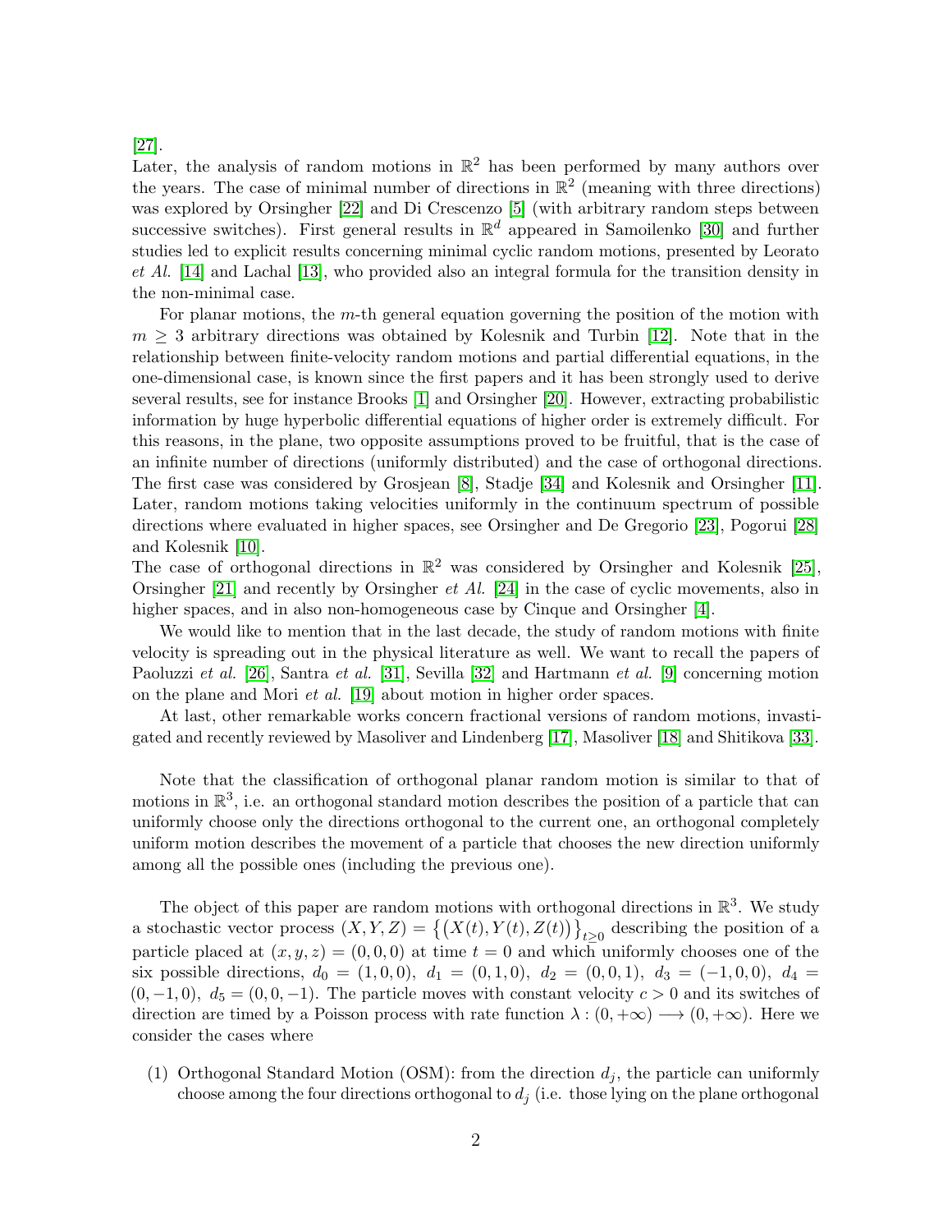[27].

Later, the analysis of random motions in $\mathbb{R}^2$ has been performed by many authors over the years. The case of minimal number of directions in $\mathbb{R}^2$ (meaning with three directions) was explored by Orsingher [22] and Di Crescenzo [5] (with arbitrary random steps between successive switches). First general results in $\mathbb{R}^d$ appeared in Samoilenko [30] and further studies led to explicit results concerning minimal cyclic random motions, presented by Leorato *et Al.* [14] and Lachal [13], who provided also an integral formula for the transition density in the non-minimal case.

For planar motions, the $m$-th general equation governing the position of the motion with $m \geq 3$ arbitrary directions was obtained by Kolesnik and Turbin [12]. Note that in the relationship between finite-velocity random motions and partial differential equations, in the one-dimensional case, is known since the first papers and it has been strongly used to derive several results, see for instance Brooks [1] and Orsingher [20]. However, extracting probabilistic information by huge hyperbolic differential equations of higher order is extremely difficult. For this reasons, in the plane, two opposite assumptions proved to be fruitful, that is the case of an infinite number of directions (uniformly distributed) and the case of orthogonal directions. The first case was considered by Grosjean [8], Stadje [34] and Kolesnik and Orsingher [11]. Later, random motions taking velocities uniformly in the continuum spectrum of possible directions where evaluated in higher spaces, see Orsingher and De Gregorio [23], Pogorui [28] and Kolesnik [10].

The case of orthogonal directions in $\mathbb{R}^2$ was considered by Orsingher and Kolesnik [25], Orsingher [21] and recently by Orsingher *et Al.* [24] in the case of cyclic movements, also in higher spaces, and in also non-homogeneous case by Cinque and Orsingher [4].

We would like to mention that in the last decade, the study of random motions with finite velocity is spreading out in the physical literature as well. We want to recall the papers of Paoluzzi *et al.* [26], Santra *et al.* [31], Sevilla [32] and Hartmann *et al.* [9] concerning motion on the plane and Mori *et al.* [19] about motion in higher order spaces.

At last, other remarkable works concern fractional versions of random motions, invastigated and recently reviewed by Masoliver and Lindenberg [17], Masoliver [18] and Shitikova [33].

Note that the classification of orthogonal planar random motion is similar to that of motions in $\mathbb{R}^3$, i.e. an orthogonal standard motion describes the position of a particle that can uniformly choose only the directions orthogonal to the current one, an orthogonal completely uniform motion describes the movement of a particle that chooses the new direction uniformly among all the possible ones (including the previous one).

The object of this paper are random motions with orthogonal directions in $\mathbb{R}^3$. We study a stochastic vector process $(X, Y, Z) = \big\{\big(X(t), Y(t), Z(t)\big)\big\}_{t\geq 0}$ describing the position of a particle placed at $(x, y, z) = (0, 0, 0)$ at time $t = 0$ and which uniformly chooses one of the six possible directions, $d_0 = (1, 0, 0),\ d_1 = (0, 1, 0),\ d_2 = (0, 0, 1),\ d_3 = (-1, 0, 0),\ d_4 = (0, -1, 0),\ d_5 = (0, 0, -1)$. The particle moves with constant velocity $c > 0$ and its switches of direction are timed by a Poisson process with rate function $\lambda : (0, +\infty) \longrightarrow (0, +\infty)$. Here we consider the cases where

(1) Orthogonal Standard Motion (OSM): from the direction $d_j$, the particle can uniformly choose among the four directions orthogonal to $d_j$ (i.e. those lying on the plane orthogonal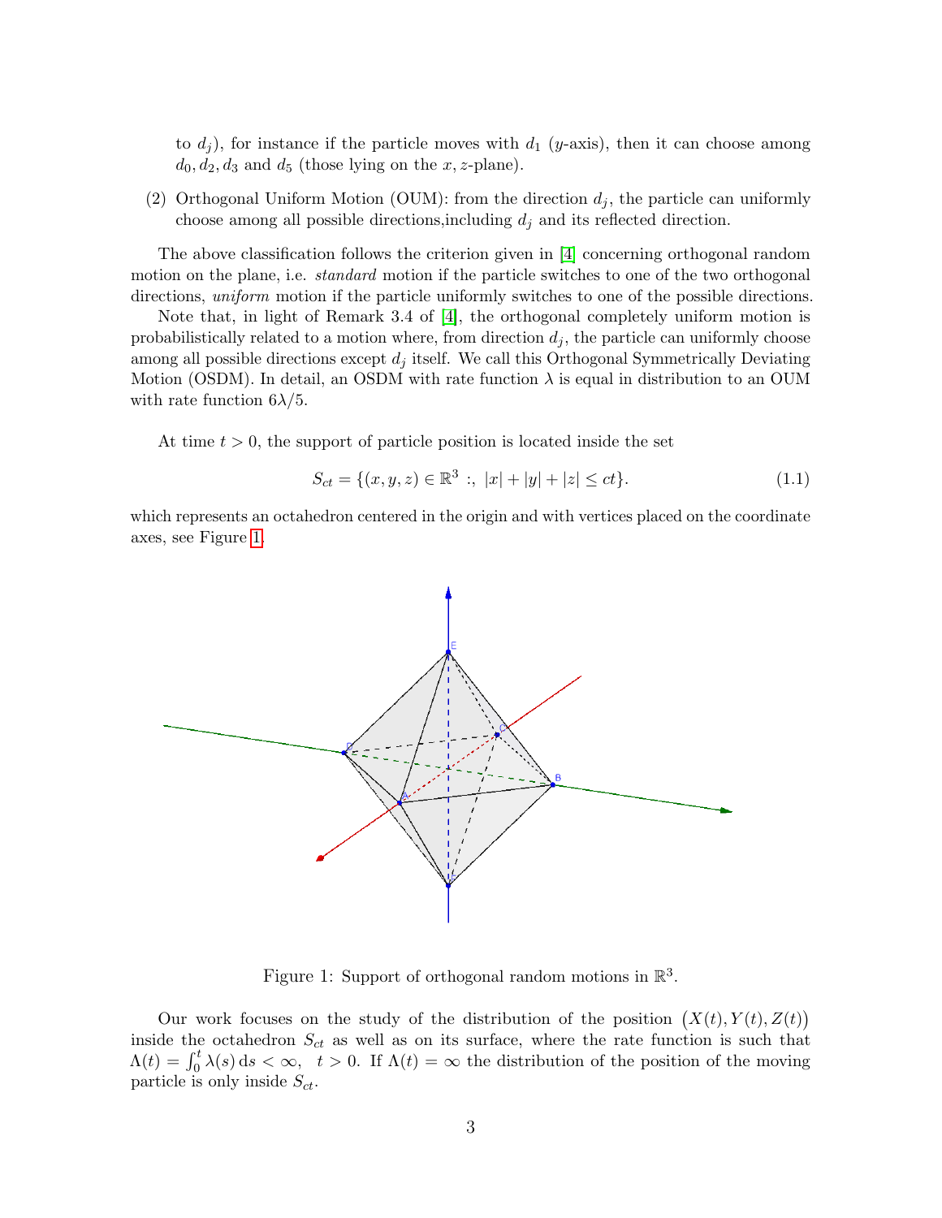to $d_j$), for instance if the particle moves with $d_1$ ($y$-axis), then it can choose among $d_0, d_2, d_3$ and $d_5$ (those lying on the $x, z$-plane).

(2) Orthogonal Uniform Motion (OUM): from the direction $d_j$, the particle can uniformly choose among all possible directions,including $d_j$ and its reflected direction.

The above classification follows the criterion given in [4] concerning orthogonal random motion on the plane, i.e. *standard* motion if the particle switches to one of the two orthogonal directions, *uniform* motion if the particle uniformly switches to one of the possible directions.

Note that, in light of Remark 3.4 of [4], the orthogonal completely uniform motion is probabilistically related to a motion where, from direction $d_j$, the particle can uniformly choose among all possible directions except $d_j$ itself. We call this Orthogonal Symmetrically Deviating Motion (OSDM). In detail, an OSDM with rate function $\lambda$ is equal in distribution to an OUM with rate function $6\lambda/5$.

At time $t > 0$, the support of particle position is located inside the set

$$S_{ct} = \{(x, y, z) \in \mathbb{R}^3 \;:, \; |x| + |y| + |z| \leq ct\}. \tag{1.1}$$

which represents an octahedron centered in the origin and with vertices placed on the coordinate axes, see Figure 1.

Figure 1: Support of orthogonal random motions in $\mathbb{R}^3$.

Our work focuses on the study of the distribution of the position $\big(X(t), Y(t), Z(t)\big)$ inside the octahedron $S_{ct}$ as well as on its surface, where the rate function is such that $\Lambda(t) = \int_0^t \lambda(s)\,\mathrm{d}s < \infty, \;\; t > 0$. If $\Lambda(t) = \infty$ the distribution of the position of the moving particle is only inside $S_{ct}$.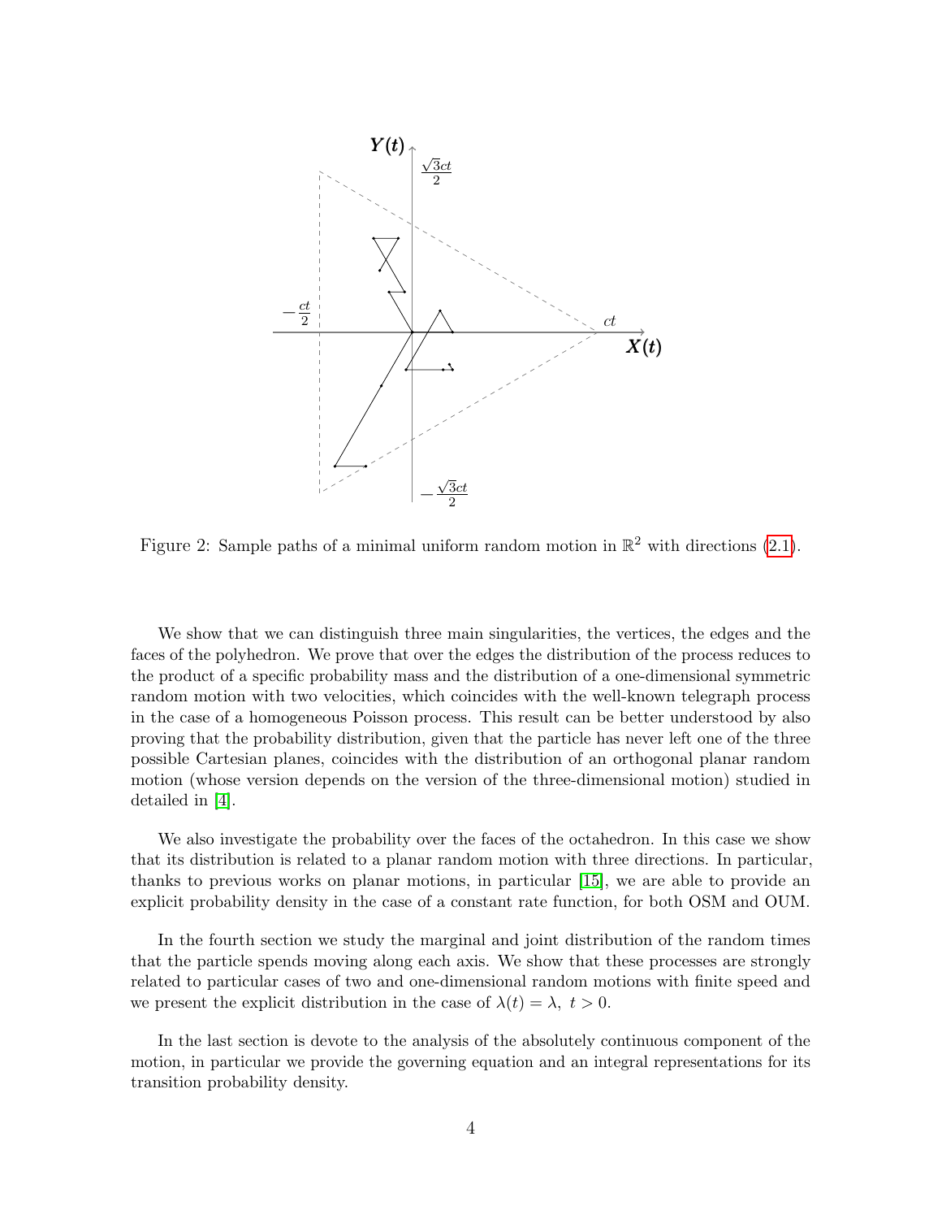Figure 2: Sample paths of a minimal uniform random motion in $\mathbb{R}^2$ with directions (2.1).

We show that we can distinguish three main singularities, the vertices, the edges and the faces of the polyhedron. We prove that over the edges the distribution of the process reduces to the product of a specific probability mass and the distribution of a one-dimensional symmetric random motion with two velocities, which coincides with the well-known telegraph process in the case of a homogeneous Poisson process. This result can be better understood by also proving that the probability distribution, given that the particle has never left one of the three possible Cartesian planes, coincides with the distribution of an orthogonal planar random motion (whose version depends on the version of the three-dimensional motion) studied in detailed in [4].

We also investigate the probability over the faces of the octahedron. In this case we show that its distribution is related to a planar random motion with three directions. In particular, thanks to previous works on planar motions, in particular [15], we are able to provide an explicit probability density in the case of a constant rate function, for both OSM and OUM.

In the fourth section we study the marginal and joint distribution of the random times that the particle spends moving along each axis. We show that these processes are strongly related to particular cases of two and one-dimensional random motions with finite speed and we present the explicit distribution in the case of $\lambda(t) = \lambda,\ t > 0$.

In the last section is devote to the analysis of the absolutely continuous component of the motion, in particular we provide the governing equation and an integral representations for its transition probability density.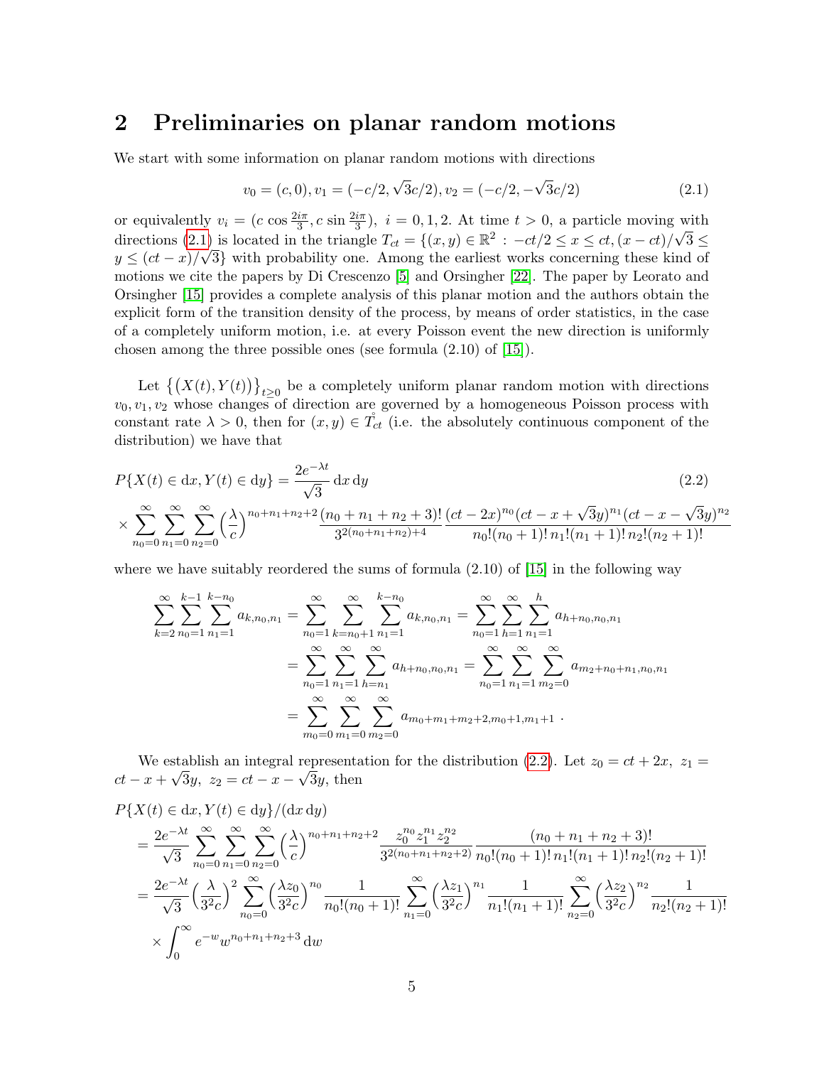## 2 Preliminaries on planar random motions

We start with some information on planar random motions with directions

$$v_0 = (c, 0), v_1 = (-c/2, \sqrt{3}c/2), v_2 = (-c/2, -\sqrt{3}c/2) \tag{2.1}$$

or equivalently $v_i = (c\,\cos\frac{2i\pi}{3}, c\,\sin\frac{2i\pi}{3}),\ i = 0, 1, 2$. At time $t > 0$, a particle moving with directions (2.1) is located in the triangle $T_{ct} = \{(x, y) \in \mathbb{R}^2 : -ct/2 \le x \le ct, (x - ct)/\sqrt{3} \le y \le (ct - x)/\sqrt{3}\}$ with probability one. Among the earliest works concerning these kind of motions we cite the papers by Di Crescenzo [5] and Orsingher [22]. The paper by Leorato and Orsingher [15] provides a complete analysis of this planar motion and the authors obtain the explicit form of the transition density of the process, by means of order statistics, in the case of a completely uniform motion, i.e. at every Poisson event the new direction is uniformly chosen among the three possible ones (see formula (2.10) of [15]).

Let $\{(X(t), Y(t))\}_{t\ge 0}$ be a completely uniform planar random motion with directions $v_0, v_1, v_2$ whose changes of direction are governed by a homogeneous Poisson process with constant rate $\lambda > 0$, then for $(x, y) \in \mathring{T}_{ct}$ (i.e. the absolutely continuous component of the distribution) we have that

$$\begin{aligned} P\{X(t) \in \mathrm{d}x, Y(t) \in \mathrm{d}y\} &= \frac{2e^{-\lambda t}}{\sqrt{3}}\,\mathrm{d}x\,\mathrm{d}y \\ \times \sum_{n_0=0}^{\infty}\sum_{n_1=0}^{\infty}\sum_{n_2=0}^{\infty}\Big(\frac{\lambda}{c}\Big)^{n_0+n_1+n_2+2} &\frac{(n_0+n_1+n_2+3)!}{3^{2(n_0+n_1+n_2)+4}}\,\frac{(ct-2x)^{n_0}(ct-x+\sqrt{3}y)^{n_1}(ct-x-\sqrt{3}y)^{n_2}}{n_0!(n_0+1)!\,n_1!(n_1+1)!\,n_2!(n_2+1)!} \end{aligned} \tag{2.2}$$

where we have suitably reordered the sums of formula (2.10) of [15] in the following way

$$\begin{aligned} \sum_{k=2}^{\infty}\sum_{n_0=1}^{k-1}\sum_{n_1=1}^{k-n_0} a_{k,n_0,n_1} &= \sum_{n_0=1}^{\infty}\sum_{k=n_0+1}^{\infty}\sum_{n_1=1}^{k-n_0} a_{k,n_0,n_1} = \sum_{n_0=1}^{\infty}\sum_{h=1}^{\infty}\sum_{n_1=1}^{h} a_{h+n_0,n_0,n_1} \\ &= \sum_{n_0=1}^{\infty}\sum_{n_1=1}^{\infty}\sum_{h=n_1}^{\infty} a_{h+n_0,n_0,n_1} = \sum_{n_0=1}^{\infty}\sum_{n_1=1}^{\infty}\sum_{m_2=0}^{\infty} a_{m_2+n_0+n_1,n_0,n_1} \\ &= \sum_{m_0=0}^{\infty}\sum_{m_1=0}^{\infty}\sum_{m_2=0}^{\infty} a_{m_0+m_1+m_2+2,m_0+1,m_1+1}\ . \end{aligned}$$

We establish an integral representation for the distribution (2.2). Let $z_0 = ct + 2x,\ z_1 = ct - x + \sqrt{3}y,\ z_2 = ct - x - \sqrt{3}y$, then

$$\begin{aligned} &P\{X(t) \in \mathrm{d}x, Y(t) \in \mathrm{d}y\}/(\mathrm{d}x\,\mathrm{d}y) \\ &= \frac{2e^{-\lambda t}}{\sqrt{3}}\sum_{n_0=0}^{\infty}\sum_{n_1=0}^{\infty}\sum_{n_2=0}^{\infty}\Big(\frac{\lambda}{c}\Big)^{n_0+n_1+n_2+2}\frac{z_0^{n_0}z_1^{n_1}z_2^{n_2}}{3^{2(n_0+n_1+n_2+2)}}\frac{(n_0+n_1+n_2+3)!}{n_0!(n_0+1)!\,n_1!(n_1+1)!\,n_2!(n_2+1)!} \\ &= \frac{2e^{-\lambda t}}{\sqrt{3}}\Big(\frac{\lambda}{3^2c}\Big)^2\sum_{n_0=0}^{\infty}\Big(\frac{\lambda z_0}{3^2c}\Big)^{n_0}\frac{1}{n_0!(n_0+1)!}\sum_{n_1=0}^{\infty}\Big(\frac{\lambda z_1}{3^2c}\Big)^{n_1}\frac{1}{n_1!(n_1+1)!}\sum_{n_2=0}^{\infty}\Big(\frac{\lambda z_2}{3^2c}\Big)^{n_2}\frac{1}{n_2!(n_2+1)!} \\ &\quad\times\int_0^{\infty} e^{-w}w^{n_0+n_1+n_2+3}\,\mathrm{d}w \end{aligned}$$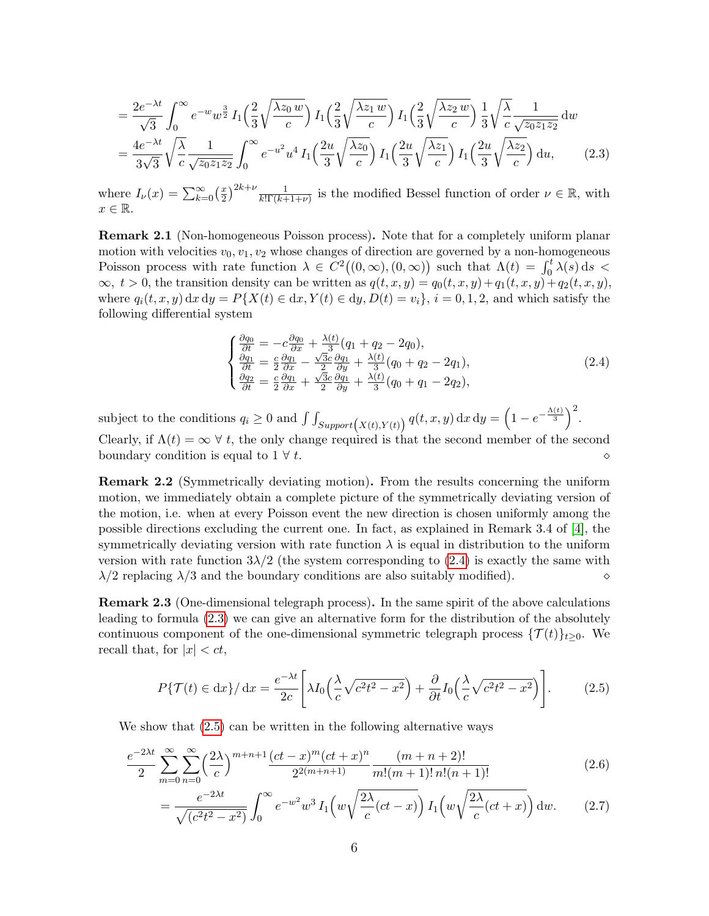$$
= \frac{2e^{-\lambda t}}{\sqrt{3}} \int_0^\infty e^{-w} w^{\frac{3}{2}}\, I_1\Big(\frac{2}{3}\sqrt{\frac{\lambda z_0\, w}{c}}\Big)\, I_1\Big(\frac{2}{3}\sqrt{\frac{\lambda z_1\, w}{c}}\Big)\, I_1\Big(\frac{2}{3}\sqrt{\frac{\lambda z_2\, w}{c}}\Big)\, \frac{1}{3}\sqrt{\frac{\lambda}{c}}\frac{1}{\sqrt{z_0 z_1 z_2}}\,\mathrm{d}w
$$

$$
= \frac{4e^{-\lambda t}}{3\sqrt{3}}\sqrt{\frac{\lambda}{c}}\frac{1}{\sqrt{z_0 z_1 z_2}} \int_0^\infty e^{-u^2} u^4\, I_1\Big(\frac{2u}{3}\sqrt{\frac{\lambda z_0}{c}}\Big)\, I_1\Big(\frac{2u}{3}\sqrt{\frac{\lambda z_1}{c}}\Big)\, I_1\Big(\frac{2u}{3}\sqrt{\frac{\lambda z_2}{c}}\Big)\,\mathrm{d}u, \tag{2.3}
$$

where $I_\nu(x) = \sum_{k=0}^\infty \big(\frac{x}{2}\big)^{2k+\nu}\frac{1}{k!\Gamma(k+1+\nu)}$ is the modified Bessel function of order $\nu \in \mathbb{R}$, with $x \in \mathbb{R}$.

**Remark 2.1** (Non-homogeneous Poisson process)**.** Note that for a completely uniform planar motion with velocities $v_0, v_1, v_2$ whose changes of direction are governed by a non-homogeneous Poisson process with rate function $\lambda \in C^2\big((0,\infty),(0,\infty)\big)$ such that $\Lambda(t) = \int_0^t \lambda(s)\,\mathrm{d}s < \infty,\ t>0$, the transition density can be written as $q(t,x,y) = q_0(t,x,y)+q_1(t,x,y)+q_2(t,x,y)$, where $q_i(t,x,y)\,\mathrm{d}x\,\mathrm{d}y = P\{X(t)\in \mathrm{d}x, Y(t)\in\mathrm{d}y, D(t) = v_i\}$, $i = 0,1,2$, and which satisfy the following differential system

$$
\begin{cases}
\frac{\partial q_0}{\partial t} = -c\frac{\partial q_0}{\partial x} + \frac{\lambda(t)}{3}(q_1+q_2-2q_0),\\
\frac{\partial q_1}{\partial t} = \frac{c}{2}\frac{\partial q_1}{\partial x} - \frac{\sqrt{3}c}{2}\frac{\partial q_1}{\partial y} + \frac{\lambda(t)}{3}(q_0+q_2-2q_1),\\
\frac{\partial q_2}{\partial t} = \frac{c}{2}\frac{\partial q_1}{\partial x} + \frac{\sqrt{3}c}{2}\frac{\partial q_1}{\partial y} + \frac{\lambda(t)}{3}(q_0+q_1-2q_2),
\end{cases} \tag{2.4}
$$

subject to the conditions $q_i \ge 0$ and $\int\int_{Support\left(X(t),Y(t)\right)} q(t,x,y)\,\mathrm{d}x\,\mathrm{d}y = \Big(1-e^{-\frac{\Lambda(t)}{3}}\Big)^2$.
Clearly, if $\Lambda(t) = \infty\ \forall\, t$, the only change required is that the second member of the second boundary condition is equal to 1 $\forall\, t$. ⋄

**Remark 2.2** (Symmetrically deviating motion)**.** From the results concerning the uniform motion, we immediately obtain a complete picture of the symmetrically deviating version of the motion, i.e. when at every Poisson event the new direction is chosen uniformly among the possible directions excluding the current one. In fact, as explained in Remark 3.4 of [4], the symmetrically deviating version with rate function $\lambda$ is equal in distribution to the uniform version with rate function $3\lambda/2$ (the system corresponding to (2.4) is exactly the same with $\lambda/2$ replacing $\lambda/3$ and the boundary conditions are also suitably modified). ⋄

**Remark 2.3** (One-dimensional telegraph process)**.** In the same spirit of the above calculations leading to formula (2.3) we can give an alternative form for the distribution of the absolutely continuous component of the one-dimensional symmetric telegraph process $\{\mathcal{T}(t)\}_{t\ge 0}$. We recall that, for $|x|<ct$,

$$
P\{\mathcal{T}(t)\in\mathrm{d}x\}/\,\mathrm{d}x = \frac{e^{-\lambda t}}{2c}\left[\lambda I_0\Big(\frac{\lambda}{c}\sqrt{c^2t^2-x^2}\Big) + \frac{\partial}{\partial t} I_0\Big(\frac{\lambda}{c}\sqrt{c^2t^2-x^2}\Big)\right]. \tag{2.5}
$$

We show that (2.5) can be written in the following alternative ways

$$
\frac{e^{-2\lambda t}}{2}\sum_{m=0}^\infty\sum_{n=0}^\infty \Big(\frac{2\lambda}{c}\Big)^{m+n+1}\frac{(ct-x)^m(ct+x)^n}{2^{2(m+n+1)}}\frac{(m+n+2)!}{m!(m+1)!\,n!(n+1)!} \tag{2.6}
$$

$$
= \frac{e^{-2\lambda t}}{\sqrt{(c^2t^2-x^2)}}\int_0^\infty e^{-w^2} w^3\, I_1\Big(w\sqrt{\frac{2\lambda}{c}(ct-x)}\Big)\, I_1\Big(w\sqrt{\frac{2\lambda}{c}(ct+x)}\Big)\,\mathrm{d}w. \tag{2.7}
$$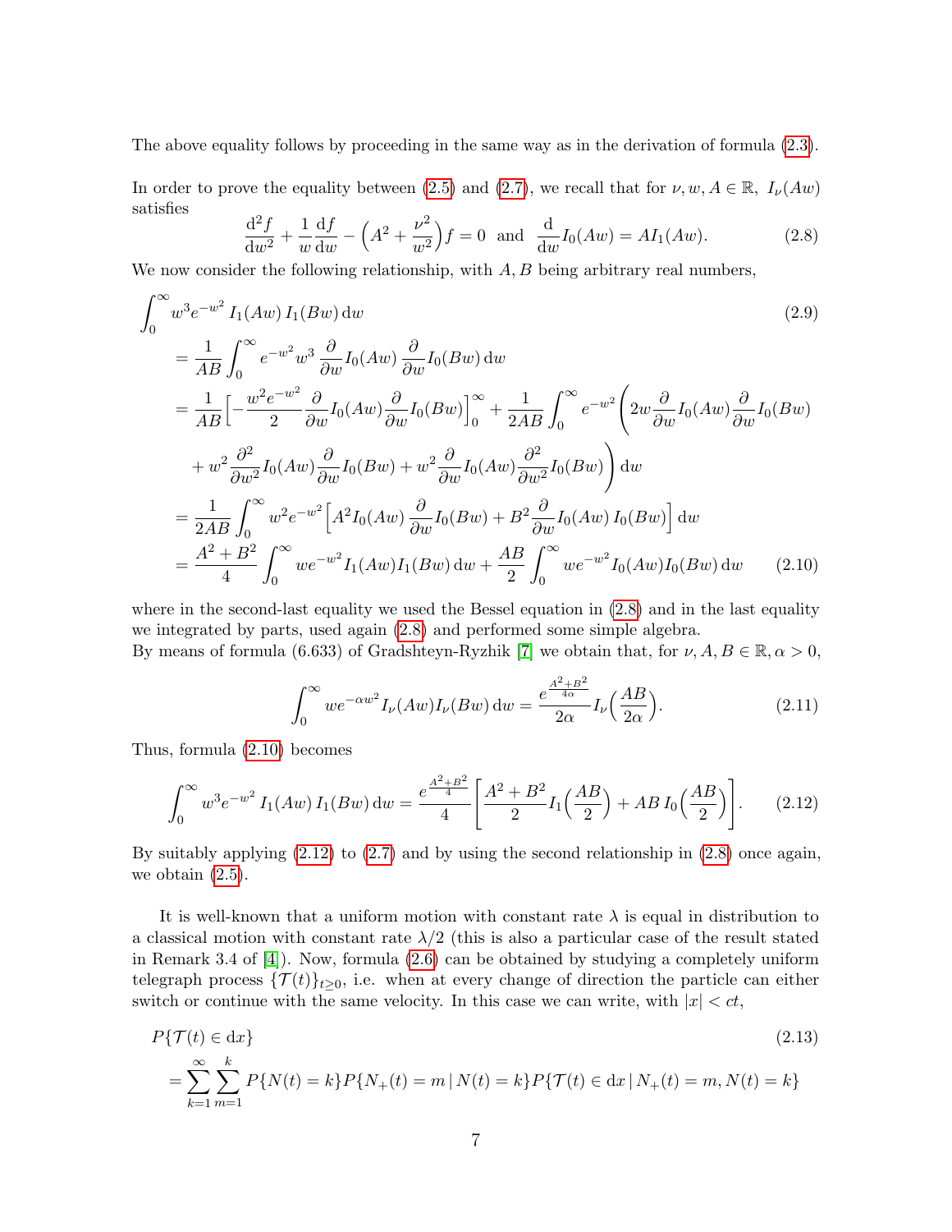The above equality follows by proceeding in the same way as in the derivation of formula (2.3).

In order to prove the equality between (2.5) and (2.7), we recall that for $\nu, w, A \in \mathbb{R}$, $I_\nu(Aw)$ satisfies

$$
\frac{\mathrm{d}^2 f}{\mathrm{d}w^2} + \frac{1}{w}\frac{\mathrm{d}f}{\mathrm{d}w} - \Big(A^2 + \frac{\nu^2}{w^2}\Big) f = 0 \quad \text{and} \quad \frac{\mathrm{d}}{\mathrm{d}w} I_0(Aw) = A I_1(Aw). \tag{2.8}
$$

We now consider the following relationship, with $A, B$ being arbitrary real numbers,

$$
\begin{aligned}
&\int_0^\infty w^3 e^{-w^2} I_1(Aw)\, I_1(Bw)\, \mathrm{d}w \qquad\qquad (2.9)\\
&= \frac{1}{AB}\int_0^\infty e^{-w^2} w^3 \frac{\partial}{\partial w} I_0(Aw) \frac{\partial}{\partial w} I_0(Bw)\, \mathrm{d}w \\
&= \frac{1}{AB}\Big[-\frac{w^2 e^{-w^2}}{2}\frac{\partial}{\partial w} I_0(Aw)\frac{\partial}{\partial w} I_0(Bw)\Big]_0^\infty + \frac{1}{2AB}\int_0^\infty e^{-w^2}\Bigg(2w \frac{\partial}{\partial w} I_0(Aw)\frac{\partial}{\partial w} I_0(Bw) \\
&\quad + w^2 \frac{\partial^2}{\partial w^2} I_0(Aw) \frac{\partial}{\partial w} I_0(Bw) + w^2 \frac{\partial}{\partial w} I_0(Aw) \frac{\partial^2}{\partial w^2} I_0(Bw)\Bigg) \mathrm{d}w \\
&= \frac{1}{2AB}\int_0^\infty w^2 e^{-w^2}\Big[A^2 I_0(Aw)\frac{\partial}{\partial w} I_0(Bw) + B^2 \frac{\partial}{\partial w} I_0(Aw)\, I_0(Bw)\Big]\mathrm{d}w \\
&= \frac{A^2+B^2}{4}\int_0^\infty w e^{-w^2} I_1(Aw) I_1(Bw)\, \mathrm{d}w + \frac{AB}{2}\int_0^\infty w e^{-w^2} I_0(Aw) I_0(Bw)\, \mathrm{d}w \qquad (2.10)
\end{aligned}
$$

where in the second-last equality we used the Bessel equation in (2.8) and in the last equality we integrated by parts, used again (2.8) and performed some simple algebra.
By means of formula (6.633) of Gradshteyn-Ryzhik [7] we obtain that, for $\nu, A, B \in \mathbb{R}, \alpha > 0$,

$$
\int_0^\infty w e^{-\alpha w^2} I_\nu(Aw) I_\nu(Bw)\, \mathrm{d}w = \frac{e^{\frac{A^2+B^2}{4\alpha}}}{2\alpha} I_\nu\Big(\frac{AB}{2\alpha}\Big). \tag{2.11}
$$

Thus, formula (2.10) becomes

$$
\int_0^\infty w^3 e^{-w^2} I_1(Aw)\, I_1(Bw)\, \mathrm{d}w = \frac{e^{\frac{A^2+B^2}{4}}}{4}\Bigg[\frac{A^2+B^2}{2} I_1\Big(\frac{AB}{2}\Big) + AB\, I_0\Big(\frac{AB}{2}\Big)\Bigg]. \tag{2.12}
$$

By suitably applying (2.12) to (2.7) and by using the second relationship in (2.8) once again, we obtain (2.5).

It is well-known that a uniform motion with constant rate $\lambda$ is equal in distribution to a classical motion with constant rate $\lambda/2$ (this is also a particular case of the result stated in Remark 3.4 of [4]). Now, formula (2.6) can be obtained by studying a completely uniform telegraph process $\{\mathcal{T}(t)\}_{t\geq 0}$, i.e. when at every change of direction the particle can either switch or continue with the same velocity. In this case we can write, with $|x| < ct$,

$$
\begin{aligned}
&P\{\mathcal{T}(t) \in \mathrm{d}x\} \qquad\qquad (2.13)\\
&= \sum_{k=1}^\infty \sum_{m=1}^k P\{N(t) = k\} P\{N_+(t) = m \,|\, N(t) = k\} P\{\mathcal{T}(t) \in \mathrm{d}x \,|\, N_+(t) = m, N(t) = k\}
\end{aligned}
$$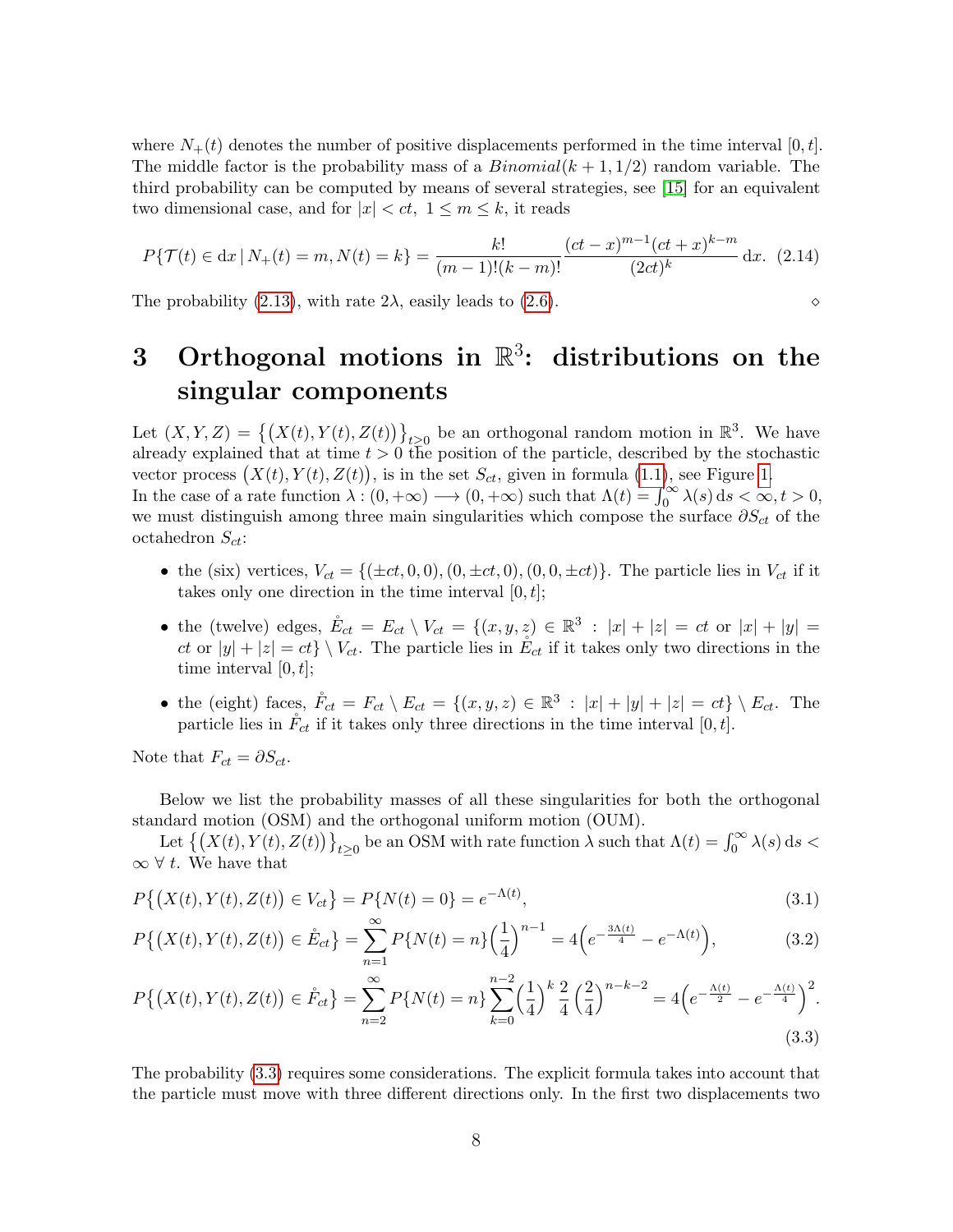where $N_+(t)$ denotes the number of positive displacements performed in the time interval $[0,t]$. The middle factor is the probability mass of a $Binomial(k+1, 1/2)$ random variable. The third probability can be computed by means of several strategies, see [15] for an equivalent two dimensional case, and for $|x| < ct,\ 1 \le m \le k$, it reads

$$P\{\mathcal{T}(t) \in \mathrm{d}x \,|\, N_+(t) = m, N(t) = k\} = \frac{k!}{(m-1)!(k-m)!} \frac{(ct-x)^{m-1}(ct+x)^{k-m}}{(2ct)^k}\,\mathrm{d}x. \quad (2.14)$$

The probability (2.13), with rate $2\lambda$, easily leads to (2.6). $\diamond$

# 3 Orthogonal motions in $\mathbb{R}^3$: distributions on the singular components

Let $(X,Y,Z) = \big\{\big(X(t), Y(t), Z(t)\big)\big\}_{t\ge0}$ be an orthogonal random motion in $\mathbb{R}^3$. We have already explained that at time $t>0$ the position of the particle, described by the stochastic vector process $\big(X(t), Y(t), Z(t)\big)$, is in the set $S_{ct}$, given in formula (1.1), see Figure 1.
In the case of a rate function $\lambda : (0,+\infty) \longrightarrow (0,+\infty)$ such that $\Lambda(t) = \int_0^\infty \lambda(s)\,\mathrm{d}s < \infty, t>0$, we must distinguish among three main singularities which compose the surface $\partial S_{ct}$ of the octahedron $S_{ct}$:

- the (six) vertices, $V_{ct} = \{(\pm ct, 0,0), (0,\pm ct, 0), (0,0,\pm ct)\}$. The particle lies in $V_{ct}$ if it takes only one direction in the time interval $[0,t]$;
- the (twelve) edges, $\mathring{E}_{ct} = E_{ct} \setminus V_{ct} = \{(x,y,z) \in \mathbb{R}^3 \,:\, |x|+|z| = ct \text{ or } |x|+|y| = ct \text{ or } |y|+|z| = ct\} \setminus V_{ct}$. The particle lies in $\mathring{E}_{ct}$ if it takes only two directions in the time interval $[0,t]$;
- the (eight) faces, $\mathring{F}_{ct} = F_{ct} \setminus E_{ct} = \{(x,y,z) \in \mathbb{R}^3 \,:\, |x|+|y|+|z| = ct\} \setminus E_{ct}$. The particle lies in $\mathring{F}_{ct}$ if it takes only three directions in the time interval $[0,t]$.

Note that $F_{ct} = \partial S_{ct}$.

Below we list the probability masses of all these singularities for both the orthogonal standard motion (OSM) and the orthogonal uniform motion (OUM).

Let $\big\{\big(X(t), Y(t), Z(t)\big)\big\}_{t\ge0}$ be an OSM with rate function $\lambda$ such that $\Lambda(t) = \int_0^\infty \lambda(s)\,\mathrm{d}s < \infty \ \forall\, t$. We have that

$$P\big\{\big(X(t), Y(t), Z(t)\big) \in V_{ct}\big\} = P\{N(t) = 0\} = e^{-\Lambda(t)}, \quad (3.1)$$

$$P\big\{\big(X(t), Y(t), Z(t)\big) \in \mathring{E}_{ct}\big\} = \sum_{n=1}^\infty P\{N(t)=n\}\Big(\frac{1}{4}\Big)^{n-1} = 4\Big(e^{-\frac{3\Lambda(t)}{4}} - e^{-\Lambda(t)}\Big), \quad (3.2)$$

$$P\big\{\big(X(t), Y(t), Z(t)\big) \in \mathring{F}_{ct}\big\} = \sum_{n=2}^\infty P\{N(t)=n\}\sum_{k=0}^{n-2}\Big(\frac{1}{4}\Big)^k \frac{2}{4}\Big(\frac{2}{4}\Big)^{n-k-2} = 4\Big(e^{-\frac{\Lambda(t)}{2}} - e^{-\frac{\Lambda(t)}{4}}\Big)^2. \quad (3.3)$$

The probability (3.3) requires some considerations. The explicit formula takes into account that the particle must move with three different directions only. In the first two displacements two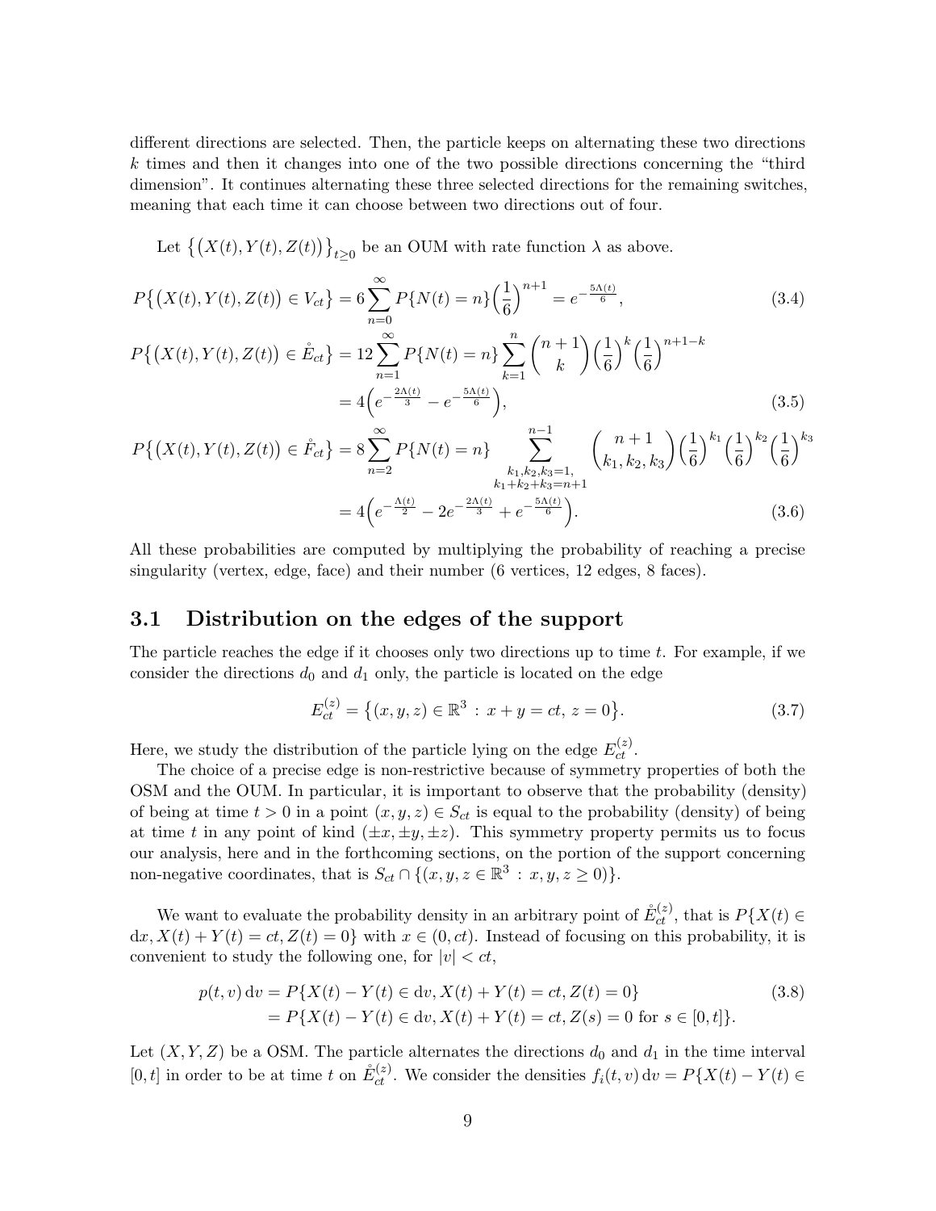different directions are selected. Then, the particle keeps on alternating these two directions $k$ times and then it changes into one of the two possible directions concerning the "third dimension". It continues alternating these three selected directions for the remaining switches, meaning that each time it can choose between two directions out of four.

Let $\big\{\big(X(t),Y(t),Z(t)\big)\big\}_{t\ge0}$ be an OUM with rate function $\lambda$ as above.

$$
P\big\{\big(X(t),Y(t),Z(t)\big)\in V_{ct}\big\} = 6\sum_{n=0}^{\infty} P\{N(t)=n\}\Big(\frac{1}{6}\Big)^{n+1} = e^{-\frac{5\Lambda(t)}{6}}, \tag{3.4}
$$

$$
\begin{aligned}
P\big\{\big(X(t),Y(t),Z(t)\big)\in \mathring{E}_{ct}\big\} &= 12\sum_{n=1}^{\infty} P\{N(t)=n\}\sum_{k=1}^{n}\binom{n+1}{k}\Big(\frac{1}{6}\Big)^{k}\Big(\frac{1}{6}\Big)^{n+1-k} \\
&= 4\Big(e^{-\frac{2\Lambda(t)}{3}} - e^{-\frac{5\Lambda(t)}{6}}\Big),
\end{aligned} \tag{3.5}
$$

$$
\begin{aligned}
P\big\{\big(X(t),Y(t),Z(t)\big)\in \mathring{F}_{ct}\big\} &= 8\sum_{n=2}^{\infty} P\{N(t)=n\}\sum_{\substack{k_1,k_2,k_3=1,\\ k_1+k_2+k_3=n+1}}^{n-1}\binom{n+1}{k_1,k_2,k_3}\Big(\frac{1}{6}\Big)^{k_1}\Big(\frac{1}{6}\Big)^{k_2}\Big(\frac{1}{6}\Big)^{k_3} \\
&= 4\Big(e^{-\frac{\Lambda(t)}{2}} - 2e^{-\frac{2\Lambda(t)}{3}} + e^{-\frac{5\Lambda(t)}{6}}\Big).
\end{aligned} \tag{3.6}
$$

All these probabilities are computed by multiplying the probability of reaching a precise singularity (vertex, edge, face) and their number (6 vertices, 12 edges, 8 faces).

## 3.1 Distribution on the edges of the support

The particle reaches the edge if it chooses only two directions up to time $t$. For example, if we consider the directions $d_0$ and $d_1$ only, the particle is located on the edge

$$
E_{ct}^{(z)} = \big\{(x,y,z)\in\mathbb{R}^3 \,:\, x+y=ct,\, z=0\big\}. \tag{3.7}
$$

Here, we study the distribution of the particle lying on the edge $\mathring{E}_{ct}^{(z)}$.

The choice of a precise edge is non-restrictive because of symmetry properties of both the OSM and the OUM. In particular, it is important to observe that the probability (density) of being at time $t>0$ in a point $(x,y,z)\in S_{ct}$ is equal to the probability (density) of being at time $t$ in any point of kind $(\pm x,\pm y,\pm z)$. This symmetry property permits us to focus our analysis, here and in the forthcoming sections, on the portion of the support concerning non-negative coordinates, that is $S_{ct}\cap\{(x,y,z\in\mathbb{R}^3 \,:\, x,y,z\ge 0)\}$.

We want to evaluate the probability density in an arbitrary point of $\mathring{E}_{ct}^{(z)}$, that is $P\{X(t)\in \mathrm{d}x, X(t)+Y(t)=ct, Z(t)=0\}$ with $x\in(0,ct)$. Instead of focusing on this probability, it is convenient to study the following one, for $|v|<ct$,

$$
\begin{aligned}
p(t,v)\,\mathrm{d}v &= P\{X(t)-Y(t)\in \mathrm{d}v, X(t)+Y(t)=ct, Z(t)=0\} \\
&= P\{X(t)-Y(t)\in \mathrm{d}v, X(t)+Y(t)=ct, Z(s)=0 \text{ for } s\in[0,t]\}.
\end{aligned} \tag{3.8}
$$

Let $(X,Y,Z)$ be a OSM. The particle alternates the directions $d_0$ and $d_1$ in the time interval $[0,t]$ in order to be at time $t$ on $\mathring{E}_{ct}^{(z)}$. We consider the densities $f_i(t,v)\,\mathrm{d}v = P\{X(t)-Y(t)\in$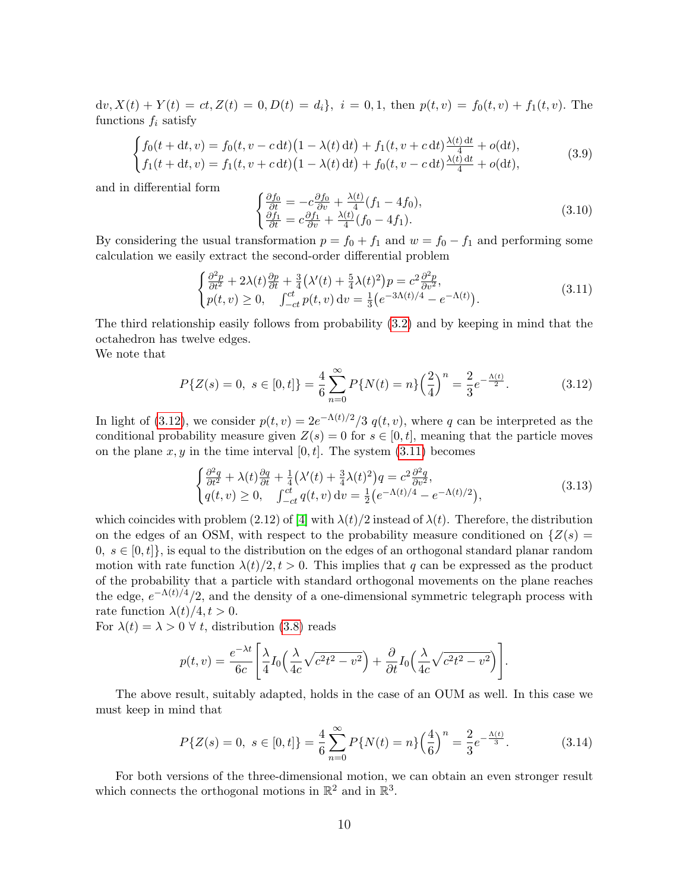$\mathrm{d}v, X(t)+Y(t)=ct, Z(t)=0, D(t)=d_i\}$, $i=0,1$, then $p(t,v)=f_0(t,v)+f_1(t,v)$. The functions $f_i$ satisfy

$$
\begin{cases}
f_0(t+\mathrm{d}t,v)=f_0(t,v-c\,\mathrm{d}t)\big(1-\lambda(t)\,\mathrm{d}t\big)+f_1(t,v+c\,\mathrm{d}t)\frac{\lambda(t)\,\mathrm{d}t}{4}+o(\mathrm{d}t),\\
f_1(t+\mathrm{d}t,v)=f_1(t,v+c\,\mathrm{d}t)\big(1-\lambda(t)\,\mathrm{d}t\big)+f_0(t,v-c\,\mathrm{d}t)\frac{\lambda(t)\,\mathrm{d}t}{4}+o(\mathrm{d}t),
\end{cases}
\tag{3.9}
$$

and in differential form

$$
\begin{cases}
\frac{\partial f_0}{\partial t}=-c\frac{\partial f_0}{\partial v}+\frac{\lambda(t)}{4}(f_1-4f_0),\\
\frac{\partial f_1}{\partial t}=c\frac{\partial f_1}{\partial v}+\frac{\lambda(t)}{4}(f_0-4f_1).
\end{cases}
\tag{3.10}
$$

By considering the usual transformation $p=f_0+f_1$ and $w=f_0-f_1$ and performing some calculation we easily extract the second-order differential problem

$$
\begin{cases}
\frac{\partial^2 p}{\partial t^2}+2\lambda(t)\frac{\partial p}{\partial t}+\frac{3}{4}\big(\lambda'(t)+\frac{5}{4}\lambda(t)^2\big)p=c^2\frac{\partial^2 p}{\partial v^2},\\
p(t,v)\ge 0,\quad \int_{-ct}^{ct}p(t,v)\,\mathrm{d}v=\frac{1}{3}\big(e^{-3\Lambda(t)/4}-e^{-\Lambda(t)}\big).
\end{cases}
\tag{3.11}
$$

The third relationship easily follows from probability (3.2) and by keeping in mind that the octahedron has twelve edges.
We note that

$$
P\{Z(s)=0,\ s\in[0,t]\}=\frac{4}{6}\sum_{n=0}^{\infty}P\{N(t)=n\}\Big(\frac{2}{4}\Big)^n=\frac{2}{3}e^{-\frac{\Lambda(t)}{2}}.
\tag{3.12}
$$

In light of (3.12), we consider $p(t,v)=2e^{-\Lambda(t)/2}/3\ q(t,v)$, where $q$ can be interpreted as the conditional probability measure given $Z(s)=0$ for $s\in[0,t]$, meaning that the particle moves on the plane $x,y$ in the time interval $[0,t]$. The system (3.11) becomes

$$
\begin{cases}
\frac{\partial^2 q}{\partial t^2}+\lambda(t)\frac{\partial q}{\partial t}+\frac{1}{4}\big(\lambda'(t)+\frac{3}{4}\lambda(t)^2\big)q=c^2\frac{\partial^2 q}{\partial v^2},\\
q(t,v)\ge 0,\quad \int_{-ct}^{ct}q(t,v)\,\mathrm{d}v=\frac{1}{2}\big(e^{-\Lambda(t)/4}-e^{-\Lambda(t)/2}\big),
\end{cases}
\tag{3.13}
$$

which coincides with problem (2.12) of [4] with $\lambda(t)/2$ instead of $\lambda(t)$. Therefore, the distribution on the edges of an OSM, with respect to the probability measure conditioned on $\{Z(s)=0,\ s\in[0,t]\}$, is equal to the distribution on the edges of an orthogonal standard planar random motion with rate function $\lambda(t)/2, t>0$. This implies that $q$ can be expressed as the product of the probability that a particle with standard orthogonal movements on the plane reaches the edge, $e^{-\Lambda(t)/4}/2$, and the density of a one-dimensional symmetric telegraph process with rate function $\lambda(t)/4, t>0$.
For $\lambda(t)=\lambda>0\ \forall\ t$, distribution (3.8) reads

$$
p(t,v)=\frac{e^{-\lambda t}}{6c}\bigg[\frac{\lambda}{4}I_0\Big(\frac{\lambda}{4c}\sqrt{c^2t^2-v^2}\Big)+\frac{\partial}{\partial t}I_0\Big(\frac{\lambda}{4c}\sqrt{c^2t^2-v^2}\Big)\bigg].
$$

The above result, suitably adapted, holds in the case of an OUM as well. In this case we must keep in mind that

$$
P\{Z(s)=0,\ s\in[0,t]\}=\frac{4}{6}\sum_{n=0}^{\infty}P\{N(t)=n\}\Big(\frac{4}{6}\Big)^n=\frac{2}{3}e^{-\frac{\Lambda(t)}{3}}.
\tag{3.14}
$$

For both versions of the three-dimensional motion, we can obtain an even stronger result which connects the orthogonal motions in $\mathbb{R}^2$ and in $\mathbb{R}^3$.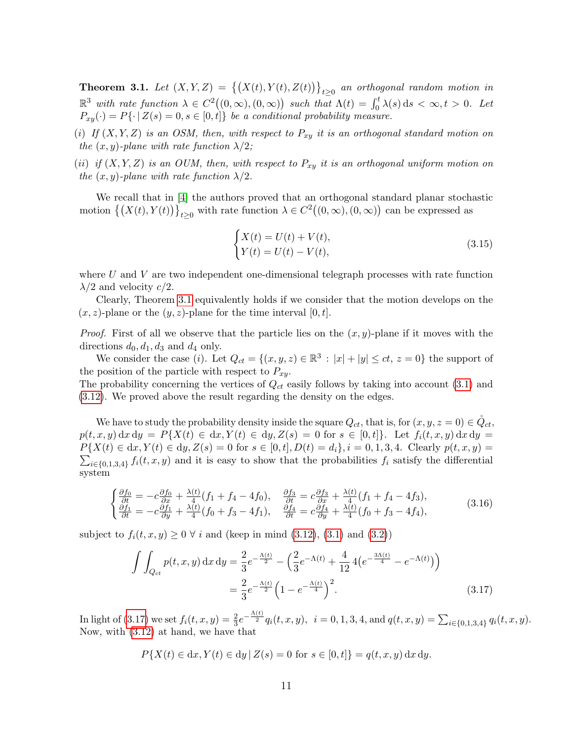**Theorem 3.1.** *Let* $(X,Y,Z) = \{(X(t),Y(t),Z(t))\}_{t\ge 0}$ *an orthogonal random motion in* $\mathbb{R}^3$ *with rate function* $\lambda \in C^2((0,\infty),(0,\infty))$ *such that* $\Lambda(t) = \int_0^t \lambda(s)\,\mathrm{d}s < \infty, t>0$. *Let* $P_{xy}(\cdot) = P\{\cdot\,|\,Z(s) = 0, s\in[0,t]\}$ *be a conditional probability measure.*

*(i) If* $(X,Y,Z)$ *is an OSM, then, with respect to* $P_{xy}$ *it is an orthogonal standard motion on the* $(x,y)$*-plane with rate function* $\lambda/2$*;*

*(ii) if* $(X,Y,Z)$ *is an OUM, then, with respect to* $P_{xy}$ *it is an orthogonal uniform motion on the* $(x,y)$*-plane with rate function* $\lambda/2$*.*

We recall that in [4] the authors proved that an orthogonal standard planar stochastic motion $\{(X(t),Y(t))\}_{t\ge 0}$ with rate function $\lambda\in C^2((0,\infty),(0,\infty))$ can be expressed as

$$\begin{cases} X(t) = U(t)+V(t),\\ Y(t) = U(t)-V(t), \end{cases} \tag{3.15}$$

where $U$ and $V$ are two independent one-dimensional telegraph processes with rate function $\lambda/2$ and velocity $c/2$.

Clearly, Theorem 3.1 equivalently holds if we consider that the motion develops on the $(x,z)$-plane or the $(y,z)$-plane for the time interval $[0,t]$.

*Proof.* First of all we observe that the particle lies on the $(x,y)$-plane if it moves with the directions $d_0, d_1, d_3$ and $d_4$ only.

We consider the case $(i)$. Let $Q_{ct} = \{(x,y,z)\in\mathbb{R}^3 : |x|+|y|\le ct,\ z=0\}$ the support of the position of the particle with respect to $P_{xy}$.
The probability concerning the vertices of $Q_{ct}$ easily follows by taking into account (3.1) and (3.12). We proved above the result regarding the density on the edges.

We have to study the probability density inside the square $Q_{ct}$, that is, for $(x,y,z=0)\in \mathring{Q}_{ct}$, $p(t,x,y)\,\mathrm{d}x\,\mathrm{d}y = P\{X(t)\in\mathrm{d}x, Y(t)\in\mathrm{d}y, Z(s)=0 \text{ for } s\in[0,t]\}$. Let $f_i(t,x,y)\,\mathrm{d}x\,\mathrm{d}y = P\{X(t)\in\mathrm{d}x, Y(t)\in\mathrm{d}y, Z(s)=0 \text{ for } s\in[0,t], D(t) = d_i\}, i=0,1,3,4$. Clearly $p(t,x,y) = \sum_{i\in\{0,1,3,4\}} f_i(t,x,y)$ and it is easy to show that the probabilities $f_i$ satisfy the differential system

$$\begin{cases} \frac{\partial f_0}{\partial t} = -c\frac{\partial f_0}{\partial x} + \frac{\lambda(t)}{4}(f_1+f_4-4f_0), & \frac{\partial f_3}{\partial t} = c\frac{\partial f_3}{\partial x} + \frac{\lambda(t)}{4}(f_1+f_4-4f_3),\\ \frac{\partial f_1}{\partial t} = -c\frac{\partial f_1}{\partial y} + \frac{\lambda(t)}{4}(f_0+f_3-4f_1), & \frac{\partial f_4}{\partial t} = c\frac{\partial f_4}{\partial y} + \frac{\lambda(t)}{4}(f_0+f_3-4f_4), \end{cases} \tag{3.16}$$

subject to $f_i(t,x,y)\ge 0\ \forall\, i$ and (keep in mind (3.12), (3.1) and (3.2))

$$\begin{aligned} \int\int_{Q_{ct}} p(t,x,y)\,\mathrm{d}x\,\mathrm{d}y &= \frac{2}{3}e^{-\frac{\Lambda(t)}{2}} - \Big(\frac{2}{3}e^{-\Lambda(t)} + \frac{4}{12}4\big(e^{-\frac{3\Lambda(t)}{4}} - e^{-\Lambda(t)}\big)\Big)\\ &= \frac{2}{3}e^{-\frac{\Lambda(t)}{2}}\Big(1-e^{-\frac{\Lambda(t)}{4}}\Big)^2. \end{aligned} \tag{3.17}$$

In light of (3.17) we set $f_i(t,x,y) = \frac{2}{3}e^{-\frac{\Lambda(t)}{2}}q_i(t,x,y),\ \ i=0,1,3,4$, and $q(t,x,y) = \sum_{i\in\{0,1,3,4\}} q_i(t,x,y)$. Now, with (3.12) at hand, we have that

$$P\{X(t)\in\mathrm{d}x, Y(t)\in\mathrm{d}y\,|\,Z(s)=0 \text{ for } s\in[0,t]\} = q(t,x,y)\,\mathrm{d}x\,\mathrm{d}y.$$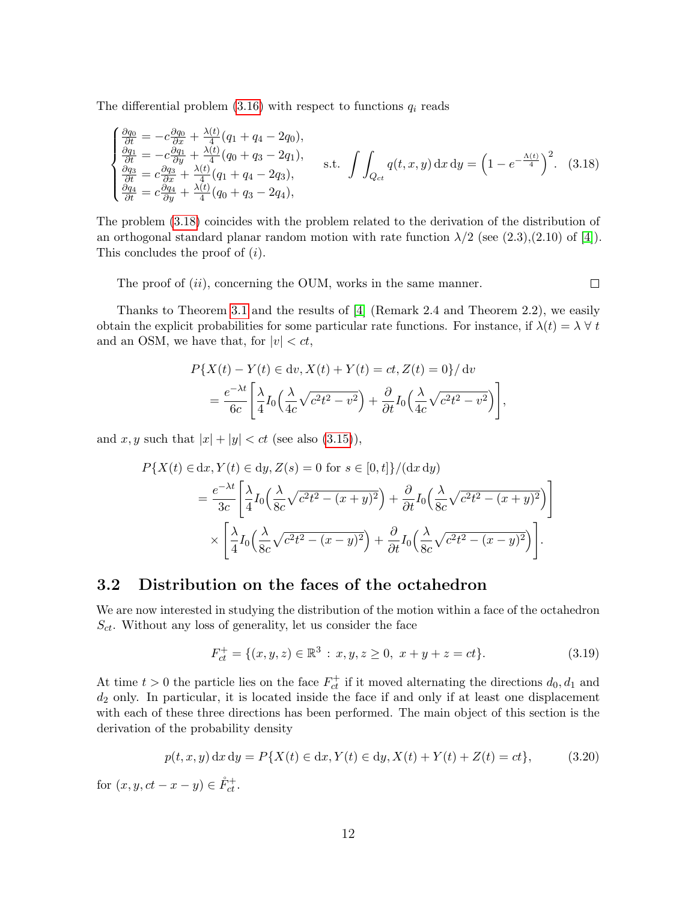The differential problem (3.16) with respect to functions $q_i$ reads

$$
\begin{cases}
\frac{\partial q_0}{\partial t} = -c\frac{\partial q_0}{\partial x} + \frac{\lambda(t)}{4}(q_1+q_4-2q_0),\\
\frac{\partial q_1}{\partial t} = -c\frac{\partial q_1}{\partial y} + \frac{\lambda(t)}{4}(q_0+q_3-2q_1),\\
\frac{\partial q_3}{\partial t} = c\frac{\partial q_3}{\partial x} + \frac{\lambda(t)}{4}(q_1+q_4-2q_3),\\
\frac{\partial q_4}{\partial t} = c\frac{\partial q_4}{\partial y} + \frac{\lambda(t)}{4}(q_0+q_3-2q_4),
\end{cases}
\quad \text{s.t.} \quad \int\int_{Q_{ct}} q(t,x,y)\,\mathrm{d}x\,\mathrm{d}y = \Big(1-e^{-\frac{\Lambda(t)}{4}}\Big)^2. \tag{3.18}
$$

The problem (3.18) coincides with the problem related to the derivation of the distribution of an orthogonal standard planar random motion with rate function $\lambda/2$ (see (2.3),(2.10) of [4]). This concludes the proof of $(i)$.

The proof of $(ii)$, concerning the OUM, works in the same manner. $\square$

Thanks to Theorem 3.1 and the results of [4] (Remark 2.4 and Theorem 2.2), we easily obtain the explicit probabilities for some particular rate functions. For instance, if $\lambda(t) = \lambda \;\forall\, t$ and an OSM, we have that, for $|v| < ct$,

$$
\begin{aligned}
&P\{X(t)-Y(t)\in \mathrm{d}v, X(t)+Y(t) = ct, Z(t) = 0\}/\,\mathrm{d}v\\
&\quad = \frac{e^{-\lambda t}}{6c}\bigg[\frac{\lambda}{4}I_0\Big(\frac{\lambda}{4c}\sqrt{c^2t^2-v^2}\Big) + \frac{\partial}{\partial t}I_0\Big(\frac{\lambda}{4c}\sqrt{c^2t^2-v^2}\Big)\bigg],
\end{aligned}
$$

and $x,y$ such that $|x|+|y|<ct$ (see also (3.15)),

$$
\begin{aligned}
&P\{X(t)\in \mathrm{d}x, Y(t)\in\mathrm{d}y, Z(s) = 0 \text{ for } s\in[0,t]\}/(\mathrm{d}x\,\mathrm{d}y)\\
&\quad = \frac{e^{-\lambda t}}{3c}\bigg[\frac{\lambda}{4}I_0\Big(\frac{\lambda}{8c}\sqrt{c^2t^2-(x+y)^2}\Big) + \frac{\partial}{\partial t}I_0\Big(\frac{\lambda}{8c}\sqrt{c^2t^2-(x+y)^2}\Big)\bigg]\\
&\qquad \times \bigg[\frac{\lambda}{4}I_0\Big(\frac{\lambda}{8c}\sqrt{c^2t^2-(x-y)^2}\Big) + \frac{\partial}{\partial t}I_0\Big(\frac{\lambda}{8c}\sqrt{c^2t^2-(x-y)^2}\Big)\bigg].
\end{aligned}
$$

## 3.2 Distribution on the faces of the octahedron

We are now interested in studying the distribution of the motion within a face of the octahedron $S_{ct}$. Without any loss of generality, let us consider the face

$$
F_{ct}^+ = \{(x,y,z)\in\mathbb{R}^3 \,:\, x,y,z\ge 0,\; x+y+z = ct\}. \tag{3.19}
$$

At time $t>0$ the particle lies on the face $F_{ct}^+$ if it moved alternating the directions $d_0, d_1$ and $d_2$ only. In particular, it is located inside the face if and only if at least one displacement with each of these three directions has been performed. The main object of this section is the derivation of the probability density

$$
p(t,x,y)\,\mathrm{d}x\,\mathrm{d}y = P\{X(t)\in\mathrm{d}x, Y(t)\in\mathrm{d}y, X(t)+Y(t)+Z(t) = ct\}, \tag{3.20}
$$

for $(x,y,ct-x-y)\in \mathring{F}_{ct}^+$.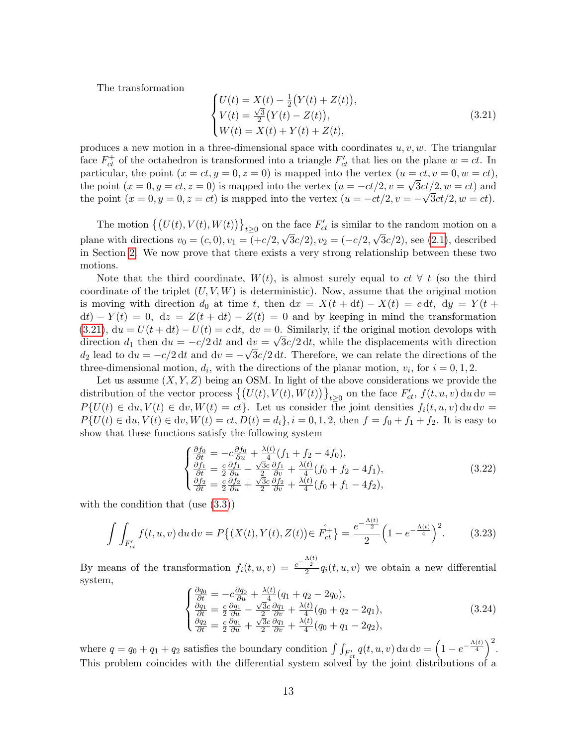The transformation

$$
\begin{cases}
U(t) = X(t) - \frac{1}{2}\big(Y(t)+Z(t)\big),\\
V(t) = \frac{\sqrt{3}}{2}\big(Y(t)-Z(t)\big),\\
W(t) = X(t)+Y(t)+Z(t),
\end{cases}
\tag{3.21}
$$

produces a new motion in a three-dimensional space with coordinates $u, v, w$. The triangular face $F^+_{ct}$ of the octahedron is transformed into a triangle $F'_{ct}$ that lies on the plane $w = ct$. In particular, the point $(x = ct, y = 0, z = 0)$ is mapped into the vertex $(u = ct, v = 0, w = ct)$, the point $(x = 0, y = ct, z = 0)$ is mapped into the vertex $(u = -ct/2, v = \sqrt{3}ct/2, w = ct)$ and the point $(x = 0, y = 0, z = ct)$ is mapped into the vertex $(u = -ct/2, v = -\sqrt{3}ct/2, w = ct)$.

The motion $\big\{\big(U(t), V(t), W(t)\big)\big\}_{t\geq 0}$ on the face $F'_{ct}$ is similar to the random motion on a plane with directions $v_0 = (c, 0), v_1 = (+c/2, \sqrt{3}c/2), v_2 = (-c/2, \sqrt{3}c/2)$, see (2.1), described in Section 2. We now prove that there exists a very strong relationship between these two motions.

Note that the third coordinate, $W(t)$, is almost surely equal to $ct$ $\forall\ t$ (so the third coordinate of the triplet $(U, V, W)$ is deterministic). Now, assume that the original motion is moving with direction $d_0$ at time $t$, then $\mathrm{d}x = X(t+\mathrm{d}t) - X(t) = c\,\mathrm{d}t$, $\mathrm{d}y = Y(t+\mathrm{d}t) - Y(t) = 0$, $\mathrm{d}z = Z(t+\mathrm{d}t) - Z(t) = 0$ and by keeping in mind the transformation (3.21), $\mathrm{d}u = U(t+\mathrm{d}t) - U(t) = c\,\mathrm{d}t$, $\mathrm{d}v = 0$. Similarly, if the original motion devolops with direction $d_1$ then $\mathrm{d}u = -c/2\,\mathrm{d}t$ and $\mathrm{d}v = \sqrt{3}c/2\,\mathrm{d}t$, while the displacements with direction $d_2$ lead to $\mathrm{d}u = -c/2\,\mathrm{d}t$ and $\mathrm{d}v = -\sqrt{3}c/2\,\mathrm{d}t$. Therefore, we can relate the directions of the three-dimensional motion, $d_i$, with the directions of the planar motion, $v_i$, for $i = 0, 1, 2$.

Let us assume $(X, Y, Z)$ being an OSM. In light of the above considerations we provide the distribution of the vector process $\big\{\big(U(t), V(t), W(t)\big)\big\}_{t\geq 0}$ on the face $F'_{ct}$, $f(t, u, v)\,\mathrm{d}u\,\mathrm{d}v = P\{U(t) \in \mathrm{d}u, V(t) \in \mathrm{d}v, W(t) = ct\}$. Let us consider the joint densities $f_i(t, u, v)\,\mathrm{d}u\,\mathrm{d}v = P\{U(t) \in \mathrm{d}u, V(t) \in \mathrm{d}v, W(t) = ct, D(t) = d_i\}, i = 0, 1, 2$, then $f = f_0 + f_1 + f_2$. It is easy to show that these functions satisfy the following system

$$
\begin{cases}
\frac{\partial f_0}{\partial t} = -c\frac{\partial f_0}{\partial u} + \frac{\lambda(t)}{4}(f_1+f_2-4f_0),\\
\frac{\partial f_1}{\partial t} = \frac{c}{2}\frac{\partial f_1}{\partial u} - \frac{\sqrt{3}c}{2}\frac{\partial f_1}{\partial v} + \frac{\lambda(t)}{4}(f_0+f_2-4f_1),\\
\frac{\partial f_2}{\partial t} = \frac{c}{2}\frac{\partial f_2}{\partial u} + \frac{\sqrt{3}c}{2}\frac{\partial f_2}{\partial v} + \frac{\lambda(t)}{4}(f_0+f_1-4f_2),
\end{cases}
\tag{3.22}
$$

with the condition that (use (3.3))

$$
\int\int_{F'_{ct}} f(t,u,v)\,\mathrm{d}u\,\mathrm{d}v = P\big\{\big(X(t),Y(t),Z(t)\big)\in \mathring{F}^+_{ct}\big\} = \frac{e^{-\frac{\Lambda(t)}{2}}}{2}\Big(1-e^{-\frac{\Lambda(t)}{4}}\Big)^2.
\tag{3.23}
$$

By means of the transformation $f_i(t,u,v) = \frac{e^{-\frac{\Lambda(t)}{2}}}{2}q_i(t,u,v)$ we obtain a new differential system,

$$
\begin{cases}
\frac{\partial q_0}{\partial t} = -c\frac{\partial q_0}{\partial u} + \frac{\lambda(t)}{4}(q_1+q_2-2q_0),\\
\frac{\partial q_1}{\partial t} = \frac{c}{2}\frac{\partial q_1}{\partial u} - \frac{\sqrt{3}c}{2}\frac{\partial q_1}{\partial v} + \frac{\lambda(t)}{4}(q_0+q_2-2q_1),\\
\frac{\partial q_2}{\partial t} = \frac{c}{2}\frac{\partial q_1}{\partial u} + \frac{\sqrt{3}c}{2}\frac{\partial q_1}{\partial v} + \frac{\lambda(t)}{4}(q_0+q_1-2q_2),
\end{cases}
\tag{3.24}
$$

where $q = q_0 + q_1 + q_2$ satisfies the boundary condition $\int\int_{F'_{ct}} q(t,u,v)\,\mathrm{d}u\,\mathrm{d}v = \Big(1-e^{-\frac{\Lambda(t)}{4}}\Big)^2$. This problem coincides with the differential system solved by the joint distributions of a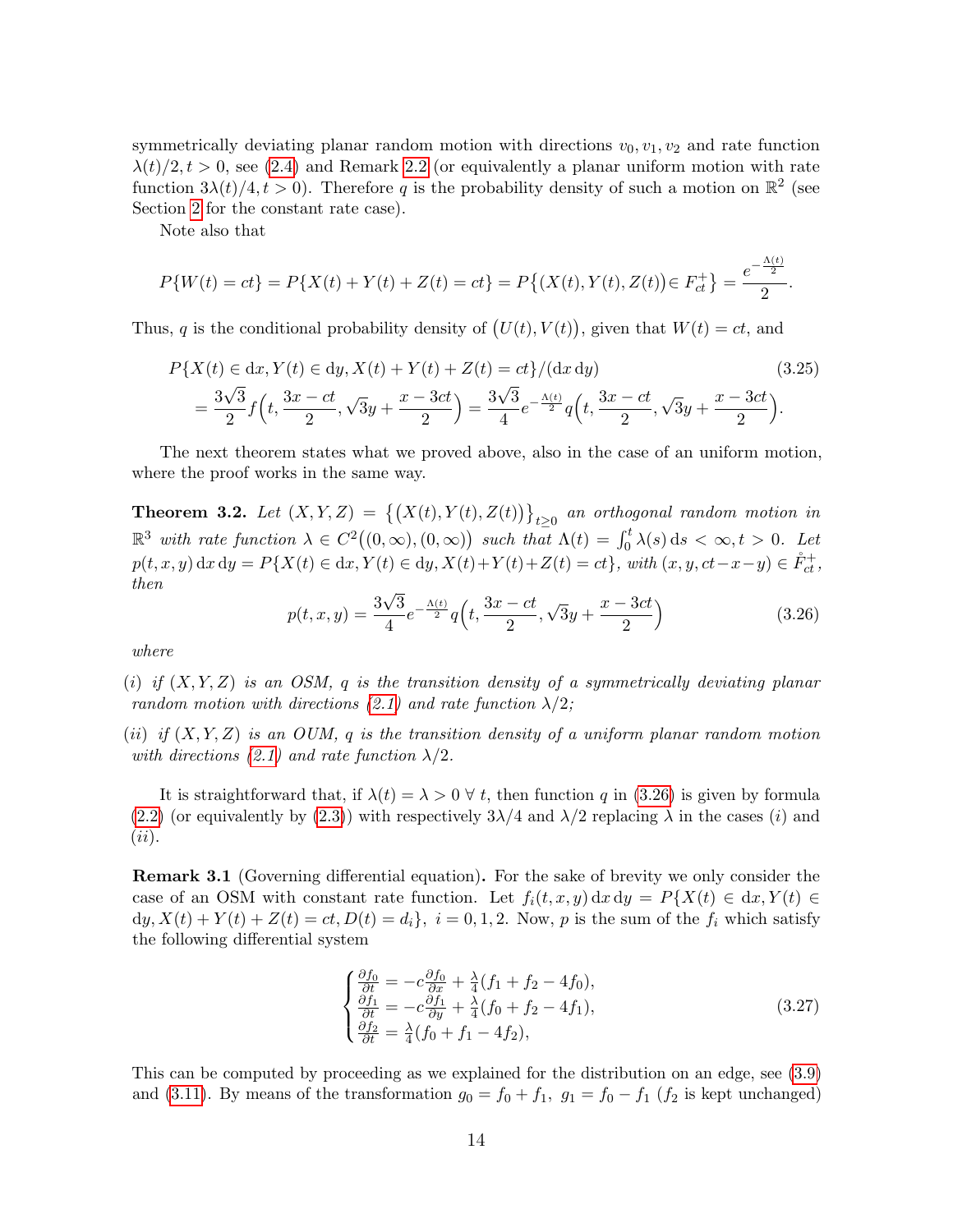symmetrically deviating planar random motion with directions $v_0, v_1, v_2$ and rate function $\lambda(t)/2, t > 0$, see (2.4) and Remark 2.2 (or equivalently a planar uniform motion with rate function $3\lambda(t)/4, t > 0$). Therefore $q$ is the probability density of such a motion on $\mathbb{R}^2$ (see Section 2 for the constant rate case).

Note also that

$$P\{W(t) = ct\} = P\{X(t) + Y(t) + Z(t) = ct\} = P\big\{(X(t), Y(t), Z(t)) \in F_{ct}^+\big\} = \frac{e^{-\frac{\Lambda(t)}{2}}}{2}.$$

Thus, $q$ is the conditional probability density of $\big(U(t), V(t)\big)$, given that $W(t) = ct$, and

$$\begin{aligned} &P\{X(t) \in \mathrm{d}x, Y(t) \in \mathrm{d}y, X(t) + Y(t) + Z(t) = ct\}/(\mathrm{d}x\,\mathrm{d}y) \qquad (3.25)\\ &\quad = \frac{3\sqrt{3}}{2} f\Big(t, \frac{3x - ct}{2}, \sqrt{3}y + \frac{x - 3ct}{2}\Big) = \frac{3\sqrt{3}}{4} e^{-\frac{\Lambda(t)}{2}} q\Big(t, \frac{3x - ct}{2}, \sqrt{3}y + \frac{x - 3ct}{2}\Big). \end{aligned}$$

The next theorem states what we proved above, also in the case of an uniform motion, where the proof works in the same way.

**Theorem 3.2.** *Let $(X, Y, Z) = \big\{\big(X(t), Y(t), Z(t)\big)\big\}_{t\geq 0}$ an orthogonal random motion in $\mathbb{R}^3$ with rate function $\lambda \in C^2\big((0,\infty), (0,\infty)\big)$ such that $\Lambda(t) = \int_0^t \lambda(s)\,\mathrm{d}s < \infty, t > 0$. Let $p(t, x, y)\,\mathrm{d}x\,\mathrm{d}y = P\{X(t) \in \mathrm{d}x, Y(t) \in \mathrm{d}y, X(t)+Y(t)+Z(t) = ct\}$, with $(x, y, ct-x-y) \in \mathring{F}_{ct}^+$, then*

$$p(t, x, y) = \frac{3\sqrt{3}}{4} e^{-\frac{\Lambda(t)}{2}} q\Big(t, \frac{3x - ct}{2}, \sqrt{3}y + \frac{x - 3ct}{2}\Big) \qquad (3.26)$$

*where*

*(i) if $(X, Y, Z)$ is an OSM, $q$ is the transition density of a symmetrically deviating planar random motion with directions (2.1) and rate function $\lambda/2$;*

*(ii) if $(X, Y, Z)$ is an OUM, $q$ is the transition density of a uniform planar random motion with directions (2.1) and rate function $\lambda/2$.*

It is straightforward that, if $\lambda(t) = \lambda > 0\ \forall\, t$, then function $q$ in (3.26) is given by formula (2.2) (or equivalently by (2.3)) with respectively $3\lambda/4$ and $\lambda/2$ replacing $\lambda$ in the cases $(i)$ and $(ii)$.

**Remark 3.1** (Governing differential equation)**.** For the sake of brevity we only consider the case of an OSM with constant rate function. Let $f_i(t, x, y)\,\mathrm{d}x\,\mathrm{d}y = P\{X(t) \in \mathrm{d}x, Y(t) \in \mathrm{d}y, X(t) + Y(t) + Z(t) = ct, D(t) = d_i\},\ i = 0, 1, 2$. Now, $p$ is the sum of the $f_i$ which satisfy the following differential system

$$\begin{cases} \frac{\partial f_0}{\partial t} = -c\frac{\partial f_0}{\partial x} + \frac{\lambda}{4}(f_1 + f_2 - 4f_0),\\ \frac{\partial f_1}{\partial t} = -c\frac{\partial f_1}{\partial y} + \frac{\lambda}{4}(f_0 + f_2 - 4f_1),\\ \frac{\partial f_2}{\partial t} = \frac{\lambda}{4}(f_0 + f_1 - 4f_2), \end{cases} \qquad (3.27)$$

This can be computed by proceeding as we explained for the distribution on an edge, see (3.9) and (3.11). By means of the transformation $g_0 = f_0 + f_1,\ g_1 = f_0 - f_1$ ($f_2$ is kept unchanged)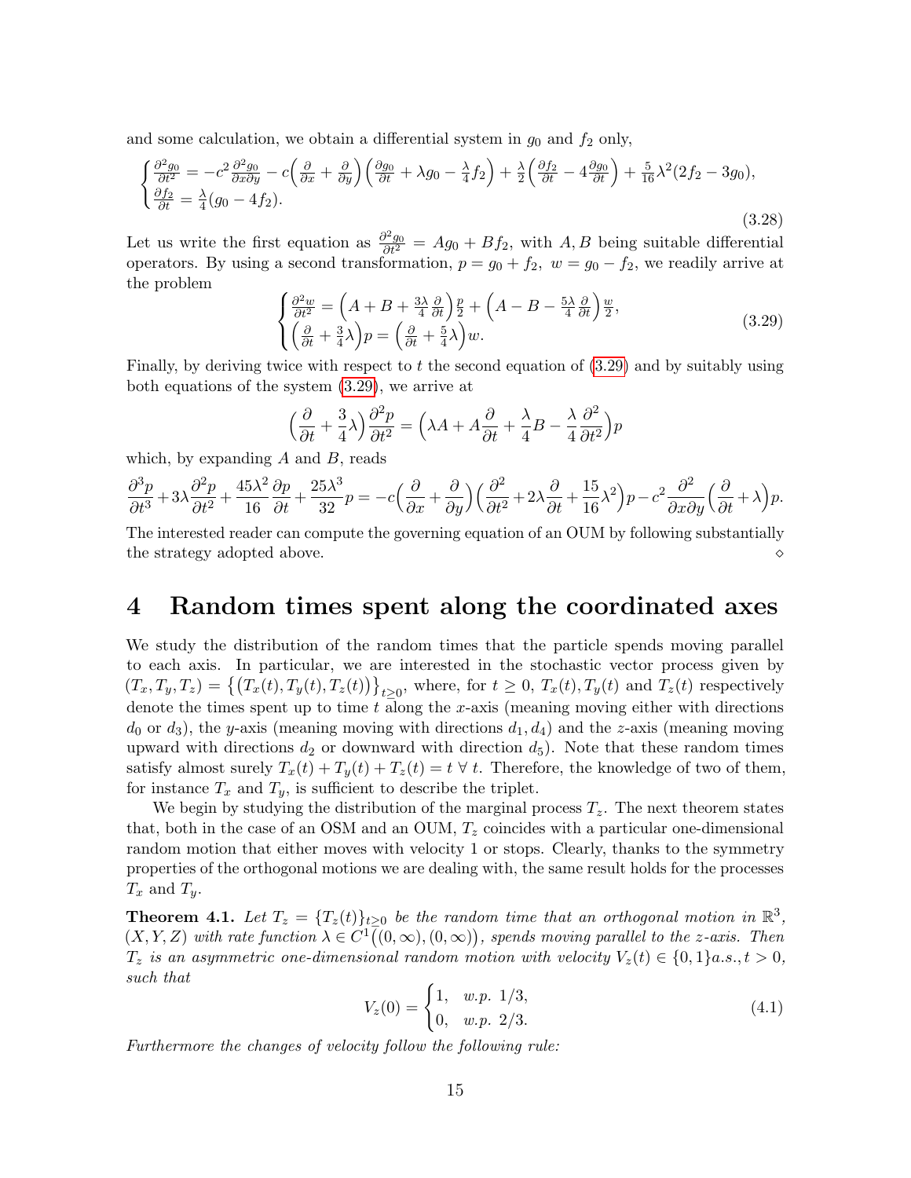and some calculation, we obtain a differential system in $g_0$ and $f_2$ only,

$$
\begin{cases} \frac{\partial^2 g_0}{\partial t^2} = -c^2 \frac{\partial^2 g_0}{\partial x \partial y} - c\Big(\frac{\partial}{\partial x} + \frac{\partial}{\partial y}\Big)\Big(\frac{\partial g_0}{\partial t} + \lambda g_0 - \frac{\lambda}{4} f_2\Big) + \frac{\lambda}{2}\Big(\frac{\partial f_2}{\partial t} - 4\frac{\partial g_0}{\partial t}\Big) + \frac{5}{16}\lambda^2(2f_2 - 3g_0), \\ \frac{\partial f_2}{\partial t} = \frac{\lambda}{4}(g_0 - 4f_2). \end{cases} \tag{3.28}
$$

Let us write the first equation as $\frac{\partial^2 g_0}{\partial t^2} = Ag_0 + Bf_2$, with $A, B$ being suitable differential operators. By using a second transformation, $p = g_0 + f_2,\ w = g_0 - f_2$, we readily arrive at the problem

$$
\begin{cases} \frac{\partial^2 w}{\partial t^2} = \Big(A + B + \frac{3\lambda}{4}\frac{\partial}{\partial t}\Big)\frac{p}{2} + \Big(A - B - \frac{5\lambda}{4}\frac{\partial}{\partial t}\Big)\frac{w}{2}, \\ \Big(\frac{\partial}{\partial t} + \frac{3}{4}\lambda\Big)p = \Big(\frac{\partial}{\partial t} + \frac{5}{4}\lambda\Big)w. \end{cases} \tag{3.29}
$$

Finally, by deriving twice with respect to $t$ the second equation of (3.29) and by suitably using both equations of the system (3.29), we arrive at

$$
\Big(\frac{\partial}{\partial t} + \frac{3}{4}\lambda\Big)\frac{\partial^2 p}{\partial t^2} = \Big(\lambda A + A\frac{\partial}{\partial t} + \frac{\lambda}{4}B - \frac{\lambda}{4}\frac{\partial^2}{\partial t^2}\Big)p
$$

which, by expanding $A$ and $B$, reads

$$
\frac{\partial^3 p}{\partial t^3} + 3\lambda\frac{\partial^2 p}{\partial t^2} + \frac{45\lambda^2}{16}\frac{\partial p}{\partial t} + \frac{25\lambda^3}{32}p = -c\Big(\frac{\partial}{\partial x} + \frac{\partial}{\partial y}\Big)\Big(\frac{\partial^2}{\partial t^2} + 2\lambda\frac{\partial}{\partial t} + \frac{15}{16}\lambda^2\Big)p - c^2\frac{\partial^2}{\partial x \partial y}\Big(\frac{\partial}{\partial t} + \lambda\Big)p.
$$

The interested reader can compute the governing equation of an OUM by following substantially the strategy adopted above. ⋄

# 4 Random times spent along the coordinated axes

We study the distribution of the random times that the particle spends moving parallel to each axis. In particular, we are interested in the stochastic vector process given by $(T_x, T_y, T_z) = \big\{\big(T_x(t), T_y(t), T_z(t)\big)\big\}_{t\ge 0}$, where, for $t \ge 0$, $T_x(t), T_y(t)$ and $T_z(t)$ respectively denote the times spent up to time $t$ along the $x$-axis (meaning moving either with directions $d_0$ or $d_3$), the $y$-axis (meaning moving with directions $d_1, d_4$) and the $z$-axis (meaning moving upward with directions $d_2$ or downward with direction $d_5$). Note that these random times satisfy almost surely $T_x(t) + T_y(t) + T_z(t) = t\ \forall\ t$. Therefore, the knowledge of two of them, for instance $T_x$ and $T_y$, is sufficient to describe the triplet.

We begin by studying the distribution of the marginal process $T_z$. The next theorem states that, both in the case of an OSM and an OUM, $T_z$ coincides with a particular one-dimensional random motion that either moves with velocity 1 or stops. Clearly, thanks to the symmetry properties of the orthogonal motions we are dealing with, the same result holds for the processes $T_x$ and $T_y$.

**Theorem 4.1.** *Let $T_z = \{T_z(t)\}_{t\ge 0}$ be the random time that an orthogonal motion in $\mathbb{R}^3$, $(X, Y, Z)$ with rate function $\lambda \in C^1\big((0,\infty),(0,\infty)\big)$, spends moving parallel to the z-axis. Then $T_z$ is an asymmetric one-dimensional random motion with velocity $V_z(t) \in \{0, 1\} a.s., t > 0$, such that*

$$
V_z(0) = \begin{cases} 1, & w.p.\ 1/3, \\ 0, & w.p.\ 2/3. \end{cases} \tag{4.1}
$$

*Furthermore the changes of velocity follow the following rule:*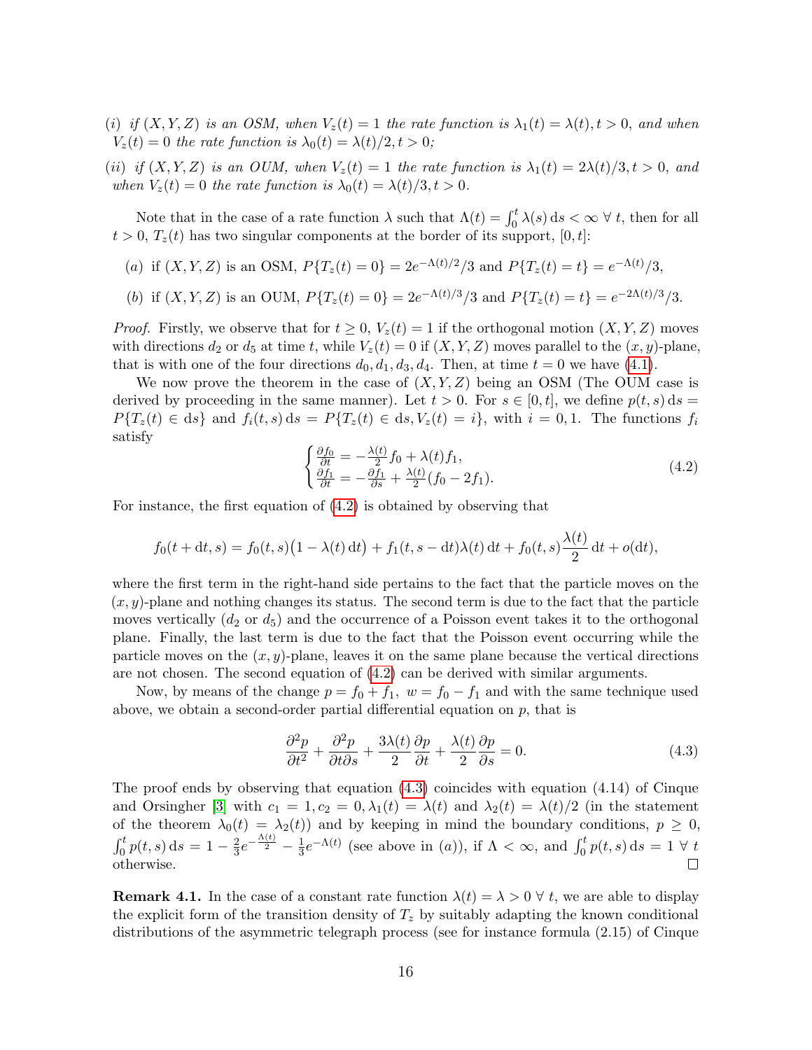($i$) *if* $(X, Y, Z)$ *is an OSM, when* $V_z(t) = 1$ *the rate function is* $\lambda_1(t) = \lambda(t), t > 0$, *and when* $V_z(t) = 0$ *the rate function is* $\lambda_0(t) = \lambda(t)/2, t > 0$;

($ii$) *if* $(X, Y, Z)$ *is an OUM, when* $V_z(t) = 1$ *the rate function is* $\lambda_1(t) = 2\lambda(t)/3, t > 0$, *and when* $V_z(t) = 0$ *the rate function is* $\lambda_0(t) = \lambda(t)/3, t > 0$.

Note that in the case of a rate function $\lambda$ such that $\Lambda(t) = \int_0^t \lambda(s)\,\mathrm{d}s < \infty \;\forall\, t$, then for all $t > 0$, $T_z(t)$ has two singular components at the border of its support, $[0, t]$:

($a$) if $(X, Y, Z)$ is an OSM, $P\{T_z(t) = 0\} = 2e^{-\Lambda(t)/2}/3$ and $P\{T_z(t) = t\} = e^{-\Lambda(t)}/3$,

($b$) if $(X, Y, Z)$ is an OUM, $P\{T_z(t) = 0\} = 2e^{-\Lambda(t)/3}/3$ and $P\{T_z(t) = t\} = e^{-2\Lambda(t)/3}/3$.

*Proof.* Firstly, we observe that for $t \geq 0$, $V_z(t) = 1$ if the orthogonal motion $(X, Y, Z)$ moves with directions $d_2$ or $d_5$ at time $t$, while $V_z(t) = 0$ if $(X, Y, Z)$ moves parallel to the $(x, y)$-plane, that is with one of the four directions $d_0, d_1, d_3, d_4$. Then, at time $t = 0$ we have (4.1).

We now prove the theorem in the case of $(X, Y, Z)$ being an OSM (The OUM case is derived by proceeding in the same manner). Let $t > 0$. For $s \in [0, t]$, we define $p(t, s)\,\mathrm{d}s = P\{T_z(t) \in \mathrm{d}s\}$ and $f_i(t, s)\,\mathrm{d}s = P\{T_z(t) \in \mathrm{d}s, V_z(t) = i\}$, with $i = 0, 1$. The functions $f_i$ satisfy

$$\begin{cases} \frac{\partial f_0}{\partial t} = -\frac{\lambda(t)}{2} f_0 + \lambda(t) f_1, \\ \frac{\partial f_1}{\partial t} = -\frac{\partial f_1}{\partial s} + \frac{\lambda(t)}{2}(f_0 - 2f_1). \end{cases} \tag{4.2}$$

For instance, the first equation of (4.2) is obtained by observing that

$$f_0(t + \mathrm{d}t, s) = f_0(t, s)\big(1 - \lambda(t)\,\mathrm{d}t\big) + f_1(t, s - \mathrm{d}t)\lambda(t)\,\mathrm{d}t + f_0(t, s)\frac{\lambda(t)}{2}\,\mathrm{d}t + o(\mathrm{d}t),$$

where the first term in the right-hand side pertains to the fact that the particle moves on the $(x, y)$-plane and nothing changes its status. The second term is due to the fact that the particle moves vertically ($d_2$ or $d_5$) and the occurrence of a Poisson event takes it to the orthogonal plane. Finally, the last term is due to the fact that the Poisson event occurring while the particle moves on the $(x, y)$-plane, leaves it on the same plane because the vertical directions are not chosen. The second equation of (4.2) can be derived with similar arguments.

Now, by means of the change $p = f_0 + f_1$, $w = f_0 - f_1$ and with the same technique used above, we obtain a second-order partial differential equation on $p$, that is

$$\frac{\partial^2 p}{\partial t^2} + \frac{\partial^2 p}{\partial t \partial s} + \frac{3\lambda(t)}{2}\frac{\partial p}{\partial t} + \frac{\lambda(t)}{2}\frac{\partial p}{\partial s} = 0. \tag{4.3}$$

The proof ends by observing that equation (4.3) coincides with equation (4.14) of Cinque and Orsingher [3] with $c_1 = 1, c_2 = 0, \lambda_1(t) = \lambda(t)$ and $\lambda_2(t) = \lambda(t)/2$ (in the statement of the theorem $\lambda_0(t) = \lambda_2(t)$) and by keeping in mind the boundary conditions, $p \geq 0$, $\int_0^t p(t, s)\,\mathrm{d}s = 1 - \frac{2}{3}e^{-\frac{\Lambda(t)}{2}} - \frac{1}{3}e^{-\Lambda(t)}$ (see above in ($a$)), if $\Lambda < \infty$, and $\int_0^t p(t, s)\,\mathrm{d}s = 1 \;\forall\, t$ otherwise. $\square$

**Remark 4.1.** In the case of a constant rate function $\lambda(t) = \lambda > 0 \;\forall\, t$, we are able to display the explicit form of the transition density of $T_z$ by suitably adapting the known conditional distributions of the asymmetric telegraph process (see for instance formula (2.15) of Cinque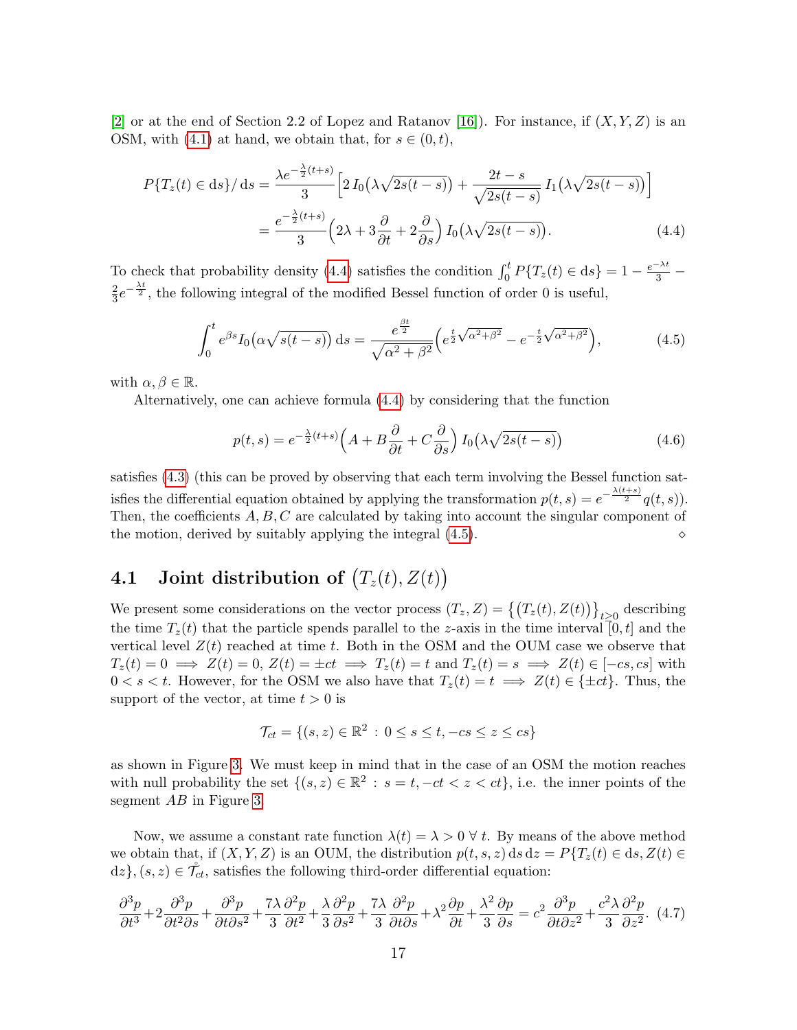[2] or at the end of Section 2.2 of Lopez and Ratanov [16]). For instance, if $(X,Y,Z)$ is an OSM, with (4.1) at hand, we obtain that, for $s\in(0,t)$,

$$
\begin{aligned}
P\{T_z(t)\in \mathrm{d}s\}/\,\mathrm{d}s &= \frac{\lambda e^{-\frac{\lambda}{2}(t+s)}}{3}\Big[2\,I_0\big(\lambda\sqrt{2s(t-s)}\big)+\frac{2t-s}{\sqrt{2s(t-s)}}\,I_1\big(\lambda\sqrt{2s(t-s)}\big)\Big]\\
&= \frac{e^{-\frac{\lambda}{2}(t+s)}}{3}\Big(2\lambda+3\frac{\partial}{\partial t}+2\frac{\partial}{\partial s}\Big)\,I_0\big(\lambda\sqrt{2s(t-s)}\big).
\end{aligned}
\tag{4.4}
$$

To check that probability density (4.4) satisfies the condition $\int_0^t P\{T_z(t)\in \mathrm{d}s\} = 1-\frac{e^{-\lambda t}}{3}-\frac{2}{3}e^{-\frac{\lambda t}{2}}$, the following integral of the modified Bessel function of order 0 is useful,

$$
\int_0^t e^{\beta s} I_0\big(\alpha\sqrt{s(t-s)}\big)\,\mathrm{d}s = \frac{e^{\frac{\beta t}{2}}}{\sqrt{\alpha^2+\beta^2}}\Big(e^{\frac{t}{2}\sqrt{\alpha^2+\beta^2}}-e^{-\frac{t}{2}\sqrt{\alpha^2+\beta^2}}\Big),
\tag{4.5}
$$

with $\alpha,\beta\in\mathbb{R}$.

Alternatively, one can achieve formula (4.4) by considering that the function

$$
p(t,s) = e^{-\frac{\lambda}{2}(t+s)}\Big(A+B\frac{\partial}{\partial t}+C\frac{\partial}{\partial s}\Big)\,I_0\big(\lambda\sqrt{2s(t-s)}\big)
\tag{4.6}
$$

satisfies (4.3) (this can be proved by observing that each term involving the Bessel function satisfies the differential equation obtained by applying the transformation $p(t,s)=e^{-\frac{\lambda(t+s)}{2}}q(t,s)$). Then, the coefficients $A,B,C$ are calculated by taking into account the singular component of the motion, derived by suitably applying the integral (4.5). $\diamond$

## 4.1 Joint distribution of $\big(T_z(t),Z(t)\big)$

We present some considerations on the vector process $(T_z,Z)=\big\{\big(T_z(t),Z(t)\big)\big\}_{t\ge 0}$ describing the time $T_z(t)$ that the particle spends parallel to the $z$-axis in the time interval $[0,t]$ and the vertical level $Z(t)$ reached at time $t$. Both in the OSM and the OUM case we observe that $T_z(t)=0 \implies Z(t)=0$, $Z(t)=\pm ct \implies T_z(t)=t$ and $T_z(t)=s \implies Z(t)\in[-cs,cs]$ with $0<s<t$. However, for the OSM we also have that $T_z(t)=t \implies Z(t)\in\{\pm ct\}$. Thus, the support of the vector, at time $t>0$ is

$$
\mathcal{T}_{ct} = \{(s,z)\in\mathbb{R}^2\,:\,0\le s\le t, -cs\le z\le cs\}
$$

as shown in Figure 3. We must keep in mind that in the case of an OSM the motion reaches with null probability the set $\{(s,z)\in\mathbb{R}^2\,:\,s=t, -ct<z<ct\}$, i.e. the inner points of the segment $AB$ in Figure 3.

Now, we assume a constant rate function $\lambda(t)=\lambda>0\ \forall\, t$. By means of the above method we obtain that, if $(X,Y,Z)$ is an OUM, the distribution $p(t,s,z)\,\mathrm{d}s\,\mathrm{d}z = P\{T_z(t)\in \mathrm{d}s, Z(t)\in \mathrm{d}z\}$, $(s,z)\in\mathring{\mathcal{T}}_{ct}$, satisfies the following third-order differential equation:

$$
\frac{\partial^3 p}{\partial t^3}+2\frac{\partial^3 p}{\partial t^2\partial s}+\frac{\partial^3 p}{\partial t\partial s^2}+\frac{7\lambda}{3}\frac{\partial^2 p}{\partial t^2}+\frac{\lambda}{3}\frac{\partial^2 p}{\partial s^2}+\frac{7\lambda}{3}\frac{\partial^2 p}{\partial t\partial s}+\lambda^2\frac{\partial p}{\partial t}+\frac{\lambda^2}{3}\frac{\partial p}{\partial s} = c^2\frac{\partial^3 p}{\partial t\partial z^2}+\frac{c^2\lambda}{3}\frac{\partial^2 p}{\partial z^2}.
\tag{4.7}
$$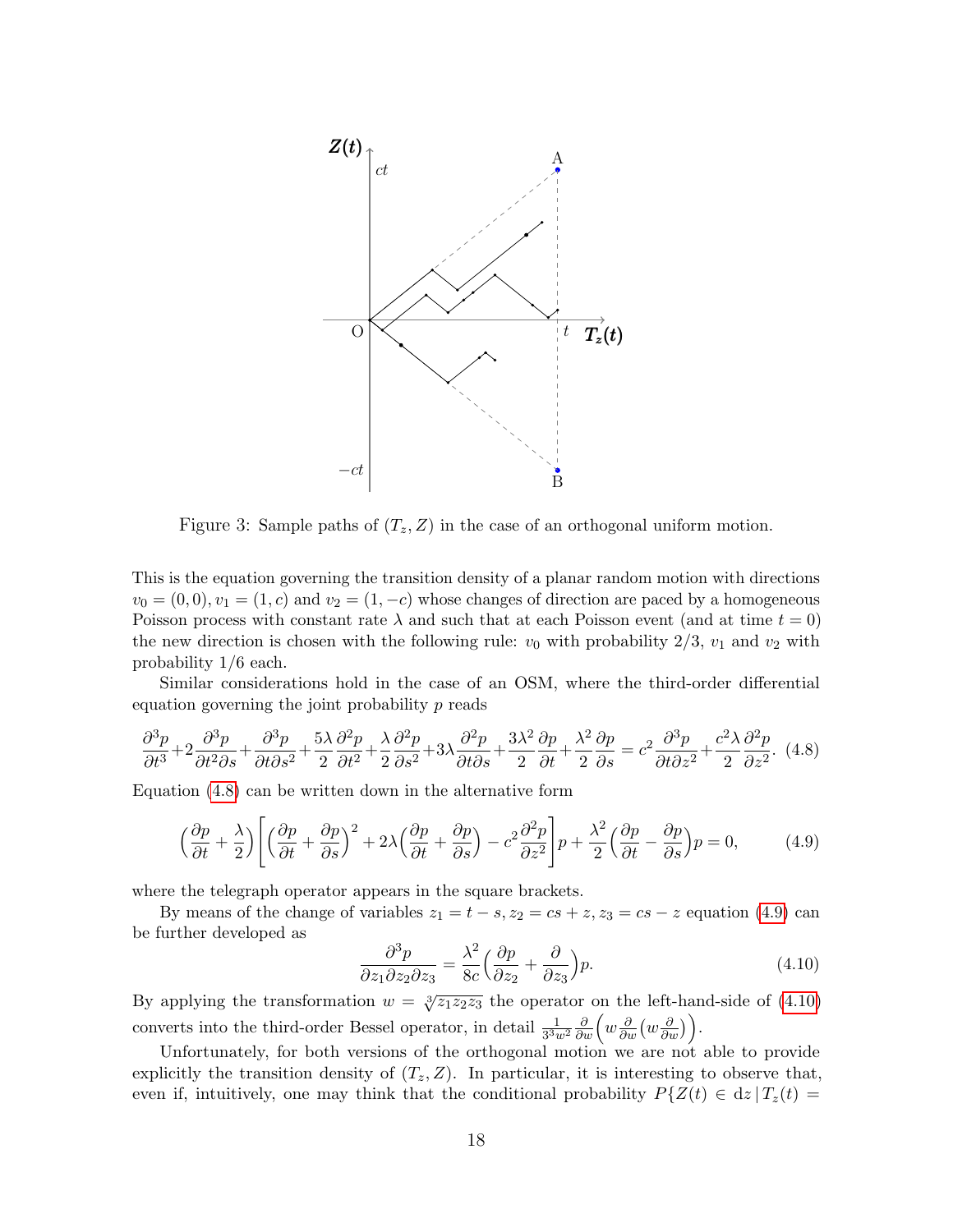Figure 3: Sample paths of $(T_z, Z)$ in the case of an orthogonal uniform motion.

This is the equation governing the transition density of a planar random motion with directions $v_0 = (0,0)$, $v_1 = (1,c)$ and $v_2 = (1,-c)$ whose changes of direction are paced by a homogeneous Poisson process with constant rate $\lambda$ and such that at each Poisson event (and at time $t = 0$) the new direction is chosen with the following rule: $v_0$ with probability $2/3$, $v_1$ and $v_2$ with probability $1/6$ each.

Similar considerations hold in the case of an OSM, where the third-order differential equation governing the joint probability $p$ reads

$$\frac{\partial^3 p}{\partial t^3}+2\frac{\partial^3 p}{\partial t^2 \partial s}+\frac{\partial^3 p}{\partial t \partial s^2}+\frac{5\lambda}{2}\frac{\partial^2 p}{\partial t^2}+\frac{\lambda}{2}\frac{\partial^2 p}{\partial s^2}+3\lambda\frac{\partial^2 p}{\partial t \partial s}+\frac{3\lambda^2}{2}\frac{\partial p}{\partial t}+\frac{\lambda^2}{2}\frac{\partial p}{\partial s} = c^2\frac{\partial^3 p}{\partial t \partial z^2}+\frac{c^2\lambda}{2}\frac{\partial^2 p}{\partial z^2}. \tag{4.8}$$

Equation (4.8) can be written down in the alternative form

$$\Big(\frac{\partial p}{\partial t}+\frac{\lambda}{2}\Big)\bigg[\Big(\frac{\partial p}{\partial t}+\frac{\partial p}{\partial s}\Big)^2+2\lambda\Big(\frac{\partial p}{\partial t}+\frac{\partial p}{\partial s}\Big)-c^2\frac{\partial^2 p}{\partial z^2}\bigg]p+\frac{\lambda^2}{2}\Big(\frac{\partial p}{\partial t}-\frac{\partial p}{\partial s}\Big)p = 0, \tag{4.9}$$

where the telegraph operator appears in the square brackets.

By means of the change of variables $z_1 = t-s, z_2 = cs+z, z_3 = cs-z$ equation (4.9) can be further developed as

$$\frac{\partial^3 p}{\partial z_1 \partial z_2 \partial z_3} = \frac{\lambda^2}{8c}\Big(\frac{\partial p}{\partial z_2}+\frac{\partial}{\partial z_3}\Big)p. \tag{4.10}$$

By applying the transformation $w = \sqrt[3]{z_1 z_2 z_3}$ the operator on the left-hand-side of (4.10) converts into the third-order Bessel operator, in detail $\frac{1}{3^3 w^2}\frac{\partial}{\partial w}\Big(w\frac{\partial}{\partial w}\big(w\frac{\partial}{\partial w}\big)\Big)$.

Unfortunately, for both versions of the orthogonal motion we are not able to provide explicitly the transition density of $(T_z, Z)$. In particular, it is interesting to observe that, even if, intuitively, one may think that the conditional probability $P\{Z(t) \in \mathrm{d}z \,|\, T_z(t) =$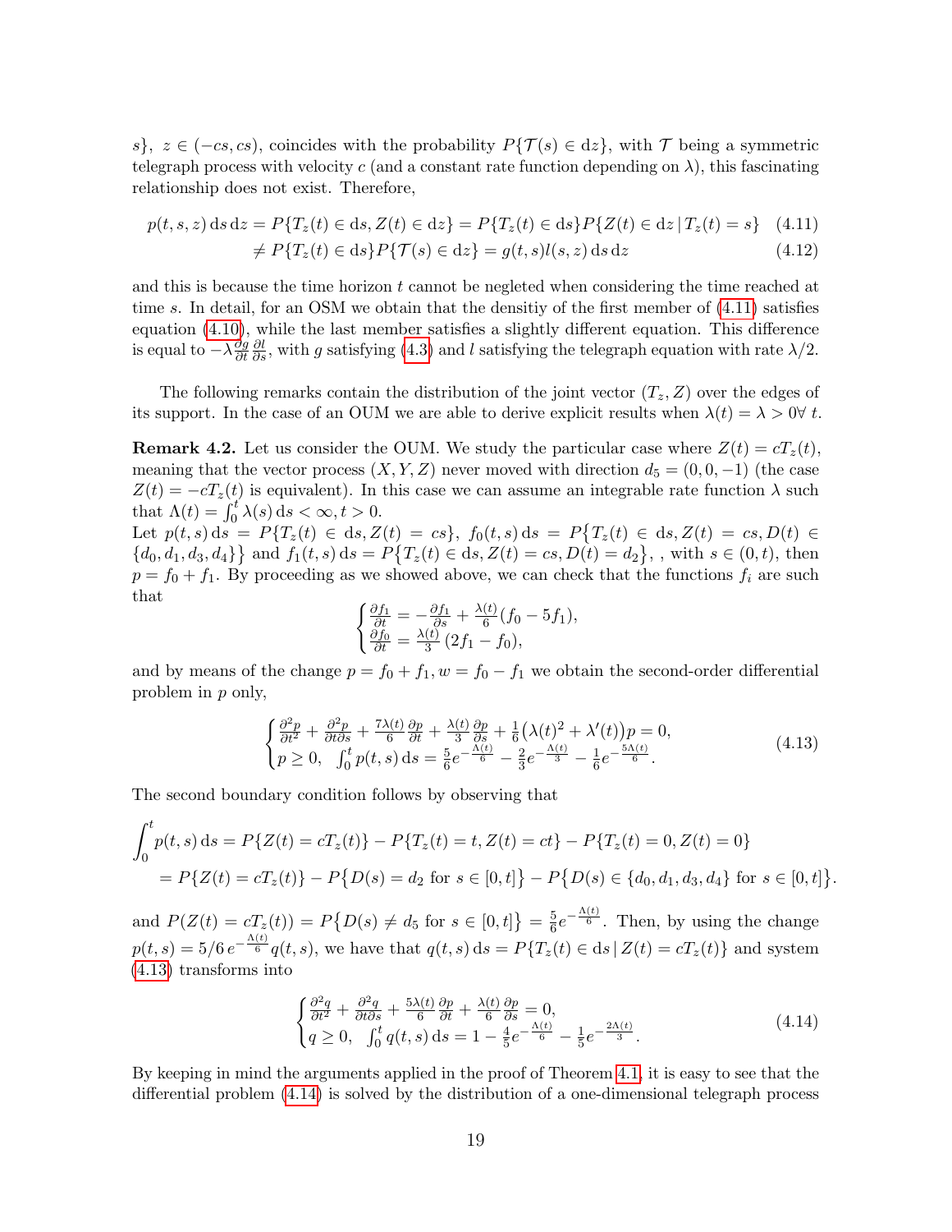$s\}$, $z \in (-cs, cs)$, coincides with the probability $P\{\mathcal{T}(s) \in \mathrm{d}z\}$, with $\mathcal{T}$ being a symmetric telegraph process with velocity $c$ (and a constant rate function depending on $\lambda$), this fascinating relationship does not exist. Therefore,

$$
\begin{aligned}
p(t,s,z)\,\mathrm{d}s\,\mathrm{d}z = P\{T_z(t) \in \mathrm{d}s, Z(t) \in \mathrm{d}z\} &= P\{T_z(t) \in \mathrm{d}s\}P\{Z(t) \in \mathrm{d}z \,|\, T_z(t) = s\} \quad (4.11)\\
&\neq P\{T_z(t) \in \mathrm{d}s\}P\{\mathcal{T}(s) \in \mathrm{d}z\} = g(t,s)l(s,z)\,\mathrm{d}s\,\mathrm{d}z \quad (4.12)
\end{aligned}
$$

and this is because the time horizon $t$ cannot be negleted when considering the time reached at time $s$. In detail, for an OSM we obtain that the densitiy of the first member of (4.11) satisfies equation (4.10), while the last member satisfies a slightly different equation. This difference is equal to $-\lambda\frac{\partial g}{\partial t}\frac{\partial l}{\partial s}$, with $g$ satisfying (4.3) and $l$ satisfying the telegraph equation with rate $\lambda/2$.

The following remarks contain the distribution of the joint vector $(T_z, Z)$ over the edges of its support. In the case of an OUM we are able to derive explicit results when $\lambda(t) = \lambda > 0 \forall\ t$.

**Remark 4.2.** Let us consider the OUM. We study the particular case where $Z(t) = cT_z(t)$, meaning that the vector process $(X, Y, Z)$ never moved with direction $d_5 = (0, 0, -1)$ (the case $Z(t) = -cT_z(t)$ is equivalent). In this case we can assume an integrable rate function $\lambda$ such that $\Lambda(t) = \int_0^t \lambda(s)\,\mathrm{d}s < \infty, t > 0$.
Let $p(t,s)\,\mathrm{d}s = P\{T_z(t) \in \mathrm{d}s, Z(t) = cs\}$, $f_0(t,s)\,\mathrm{d}s = P\big\{T_z(t) \in \mathrm{d}s, Z(t) = cs, D(t) \in \{d_0, d_1, d_3, d_4\}\big\}$ and $f_1(t,s)\,\mathrm{d}s = P\big\{T_z(t) \in \mathrm{d}s, Z(t) = cs, D(t) = d_2\big\}$, , with $s \in (0,t)$, then $p = f_0 + f_1$. By proceeding as we showed above, we can check that the functions $f_i$ are such that

$$
\begin{cases}
\frac{\partial f_1}{\partial t} = -\frac{\partial f_1}{\partial s} + \frac{\lambda(t)}{6}(f_0 - 5f_1),\\
\frac{\partial f_0}{\partial t} = \frac{\lambda(t)}{3}(2f_1 - f_0),
\end{cases}
$$

and by means of the change $p = f_0 + f_1$, $w = f_0 - f_1$ we obtain the second-order differential problem in $p$ only,

$$
\begin{cases}
\frac{\partial^2 p}{\partial t^2} + \frac{\partial^2 p}{\partial t \partial s} + \frac{7\lambda(t)}{6}\frac{\partial p}{\partial t} + \frac{\lambda(t)}{3}\frac{\partial p}{\partial s} + \frac{1}{6}\big(\lambda(t)^2 + \lambda'(t)\big)p = 0,\\
p \geq 0, \quad \int_0^t p(t,s)\,\mathrm{d}s = \frac{5}{6}e^{-\frac{\Lambda(t)}{6}} - \frac{2}{3}e^{-\frac{\Lambda(t)}{3}} - \frac{1}{6}e^{-\frac{5\Lambda(t)}{6}}.
\end{cases} \tag{4.13}
$$

The second boundary condition follows by observing that

$$
\begin{aligned}
\int_0^t p(t,s)\,\mathrm{d}s &= P\{Z(t) = cT_z(t)\} - P\{T_z(t) = t, Z(t) = ct\} - P\{T_z(t) = 0, Z(t) = 0\}\\
&= P\{Z(t) = cT_z(t)\} - P\big\{D(s) = d_2 \text{ for } s \in [0,t]\big\} - P\big\{D(s) \in \{d_0, d_1, d_3, d_4\} \text{ for } s \in [0,t]\big\}.
\end{aligned}
$$

and $P(Z(t) = cT_z(t)) = P\big\{D(s) \neq d_5 \text{ for } s \in [0,t]\big\} = \frac{5}{6}e^{-\frac{\Lambda(t)}{6}}$. Then, by using the change $p(t,s) = 5/6\, e^{-\frac{\Lambda(t)}{6}} q(t,s)$, we have that $q(t,s)\,\mathrm{d}s = P\{T_z(t) \in \mathrm{d}s \,|\, Z(t) = cT_z(t)\}$ and system (4.13) transforms into

$$
\begin{cases}
\frac{\partial^2 q}{\partial t^2} + \frac{\partial^2 q}{\partial t \partial s} + \frac{5\lambda(t)}{6}\frac{\partial p}{\partial t} + \frac{\lambda(t)}{6}\frac{\partial p}{\partial s} = 0,\\
q \geq 0, \quad \int_0^t q(t,s)\,\mathrm{d}s = 1 - \frac{4}{5}e^{-\frac{\Lambda(t)}{6}} - \frac{1}{5}e^{-\frac{2\Lambda(t)}{3}}.
\end{cases} \tag{4.14}
$$

By keeping in mind the arguments applied in the proof of Theorem 4.1, it is easy to see that the differential problem (4.14) is solved by the distribution of a one-dimensional telegraph process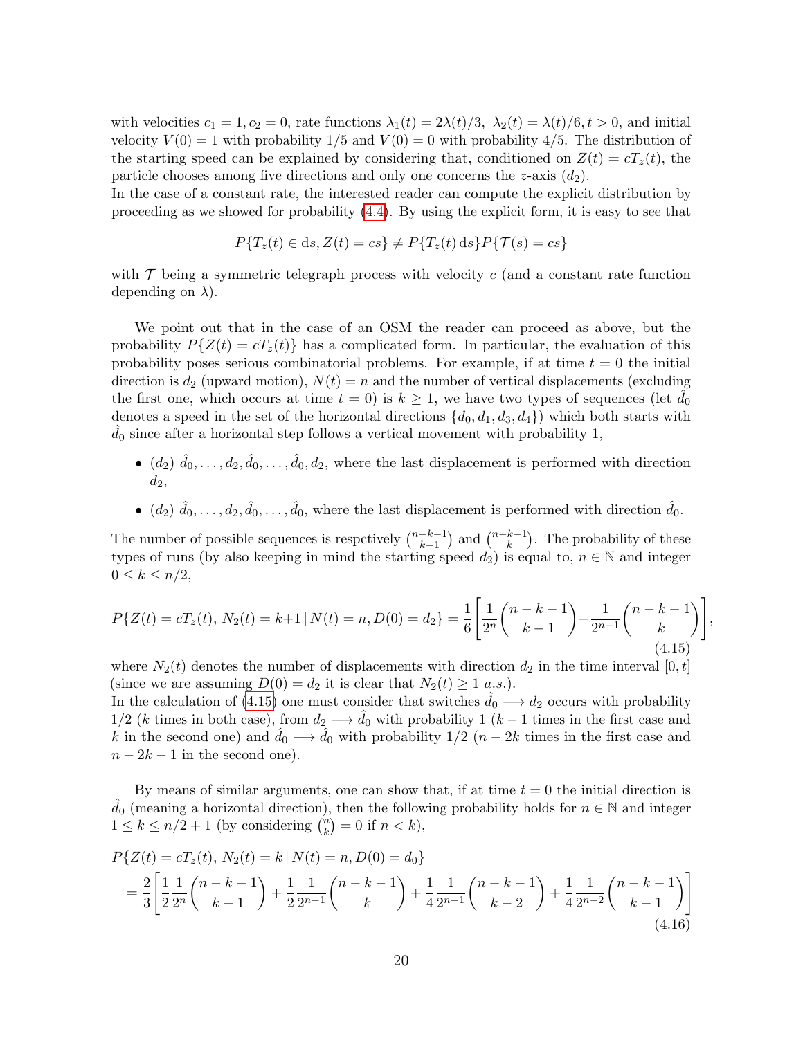with velocities $c_1 = 1, c_2 = 0$, rate functions $\lambda_1(t) = 2\lambda(t)/3,\ \lambda_2(t) = \lambda(t)/6, t > 0$, and initial velocity $V(0) = 1$ with probability $1/5$ and $V(0) = 0$ with probability $4/5$. The distribution of the starting speed can be explained by considering that, conditioned on $Z(t) = cT_z(t)$, the particle chooses among five directions and only one concerns the $z$-axis ($d_2$).
In the case of a constant rate, the interested reader can compute the explicit distribution by proceeding as we showed for probability (4.4). By using the explicit form, it is easy to see that

$$P\{T_z(t) \in \mathrm{d}s, Z(t) = cs\} \neq P\{T_z(t)\,\mathrm{d}s\}P\{\mathcal{T}(s) = cs\}$$

with $\mathcal{T}$ being a symmetric telegraph process with velocity $c$ (and a constant rate function depending on $\lambda$).

We point out that in the case of an OSM the reader can proceed as above, but the probability $P\{Z(t) = cT_z(t)\}$ has a complicated form. In particular, the evaluation of this probability poses serious combinatorial problems. For example, if at time $t = 0$ the initial direction is $d_2$ (upward motion), $N(t) = n$ and the number of vertical displacements (excluding the first one, which occurs at time $t = 0$) is $k \geq 1$, we have two types of sequences (let $\hat{d}_0$ denotes a speed in the set of the horizontal directions $\{d_0, d_1, d_3, d_4\}$) which both starts with $\hat{d}_0$ since after a horizontal step follows a vertical movement with probability 1,

- ($d_2$) $\hat{d}_0, \dots, d_2, \hat{d}_0, \dots, \hat{d}_0, d_2$, where the last displacement is performed with direction $d_2$,
- ($d_2$) $\hat{d}_0, \dots, d_2, \hat{d}_0, \dots, \hat{d}_0$, where the last displacement is performed with direction $\hat{d}_0$.

The number of possible sequences is respctively $\binom{n-k-1}{k-1}$ and $\binom{n-k-1}{k}$. The probability of these types of runs (by also keeping in mind the starting speed $d_2$) is equal to, $n \in \mathbb{N}$ and integer $0 \leq k \leq n/2$,

$$P\{Z(t) = cT_z(t),\, N_2(t) = k+1 \,|\, N(t) = n, D(0) = d_2\} = \frac{1}{6}\left[\frac{1}{2^n}\binom{n-k-1}{k-1} + \frac{1}{2^{n-1}}\binom{n-k-1}{k}\right], \tag{4.15}$$

where $N_2(t)$ denotes the number of displacements with direction $d_2$ in the time interval $[0, t]$ (since we are assuming $D(0) = d_2$ it is clear that $N_2(t) \geq 1$ *a.s.*).
In the calculation of (4.15) one must consider that switches $\hat{d}_0 \longrightarrow d_2$ occurs with probability $1/2$ ($k$ times in both case), from $d_2 \longrightarrow \hat{d}_0$ with probability 1 ($k-1$ times in the first case and $k$ in the second one) and $\hat{d}_0 \longrightarrow \hat{d}_0$ with probability $1/2$ ($n - 2k$ times in the first case and $n - 2k - 1$ in the second one).

By means of similar arguments, one can show that, if at time $t = 0$ the initial direction is $\hat{d}_0$ (meaning a horizontal direction), then the following probability holds for $n \in \mathbb{N}$ and integer $1 \leq k \leq n/2 + 1$ (by considering $\binom{n}{k} = 0$ if $n < k$),

$$\begin{aligned}
&P\{Z(t) = cT_z(t),\, N_2(t) = k \,|\, N(t) = n, D(0) = d_0\} \\
&\quad = \frac{2}{3}\left[\frac{1}{2}\frac{1}{2^n}\binom{n-k-1}{k-1} + \frac{1}{2}\frac{1}{2^{n-1}}\binom{n-k-1}{k} + \frac{1}{4}\frac{1}{2^{n-1}}\binom{n-k-1}{k-2} + \frac{1}{4}\frac{1}{2^{n-2}}\binom{n-k-1}{k-1}\right]
\end{aligned} \tag{4.16}$$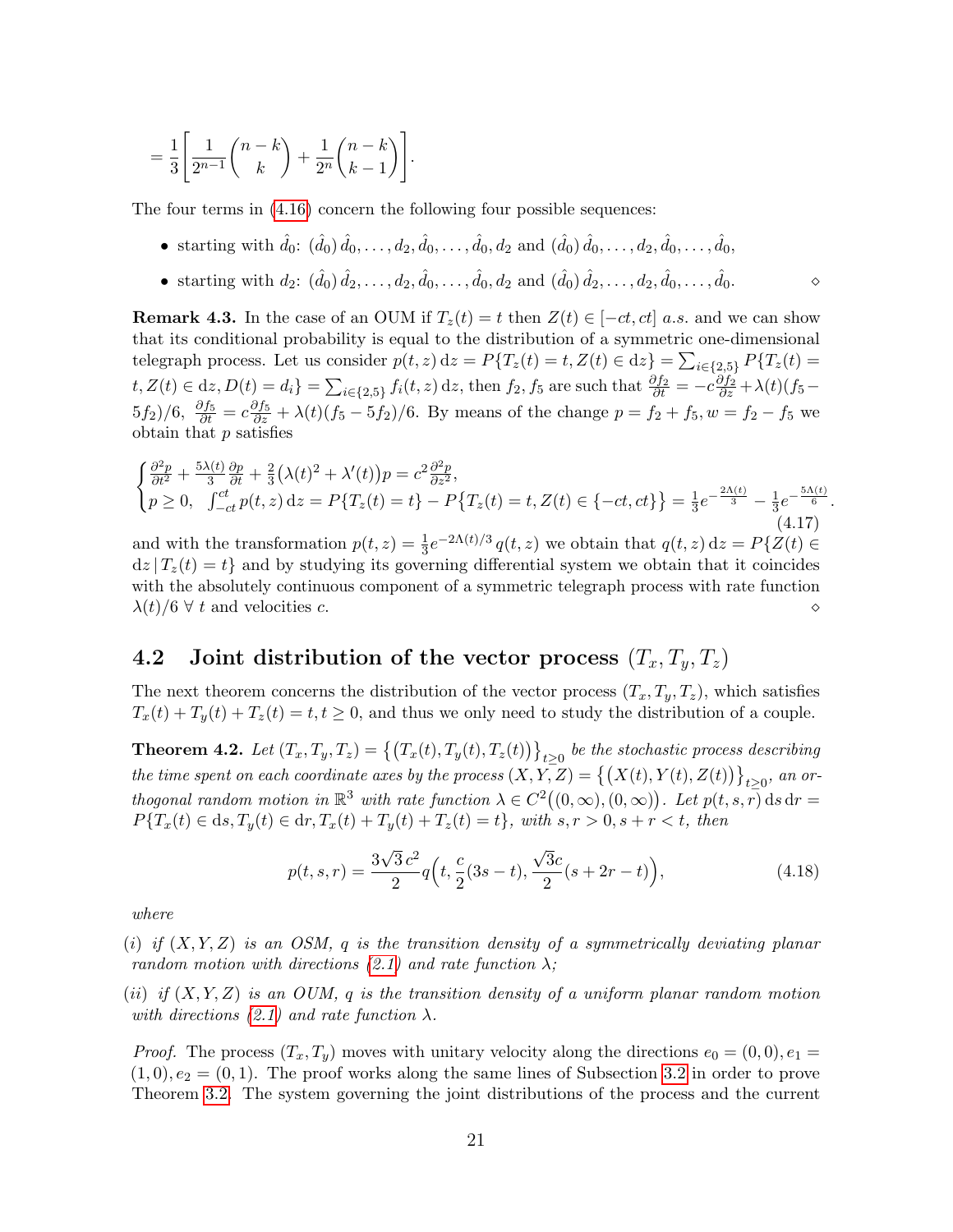$$= \frac{1}{3}\Bigg[\frac{1}{2^{n-1}}\binom{n-k}{k} + \frac{1}{2^n}\binom{n-k}{k-1}\Bigg].$$

The four terms in (4.16) concern the following four possible sequences:

- starting with $\hat{d}_0$: $(\hat{d}_0)\,\hat{d}_0,\dots,d_2,\hat{d}_0,\dots,\hat{d}_0,d_2$ and $(\hat{d}_0)\,\hat{d}_0,\dots,d_2,\hat{d}_0,\dots,\hat{d}_0$,
- starting with $d_2$: $(\hat{d}_0)\,\hat{d}_2,\dots,d_2,\hat{d}_0,\dots,\hat{d}_0,d_2$ and $(\hat{d}_0)\,\hat{d}_2,\dots,d_2,\hat{d}_0,\dots,\hat{d}_0$. ⋄

**Remark 4.3.** In the case of an OUM if $T_z(t) = t$ then $Z(t)\in[-ct,ct]$ *a.s.* and we can show that its conditional probability is equal to the distribution of a symmetric one-dimensional telegraph process. Let us consider $p(t,z)\,\mathrm{d}z = P\{T_z(t)=t, Z(t)\in\mathrm{d}z\} = \sum_{i\in\{2,5\}} P\{T_z(t)=t, Z(t)\in\mathrm{d}z, D(t)=d_i\} = \sum_{i\in\{2,5\}} f_i(t,z)\,\mathrm{d}z$, then $f_2, f_5$ are such that $\frac{\partial f_2}{\partial t} = -c\frac{\partial f_2}{\partial z} + \lambda(t)(f_5 - 5f_2)/6$, $\frac{\partial f_5}{\partial t} = c\frac{\partial f_5}{\partial z} + \lambda(t)(f_5-5f_2)/6$. By means of the change $p = f_2+f_5, w = f_2 - f_5$ we obtain that $p$ satisfies

$$\begin{cases}\frac{\partial^2 p}{\partial t^2} + \frac{5\lambda(t)}{3}\frac{\partial p}{\partial t} + \frac{2}{3}\big(\lambda(t)^2 + \lambda'(t)\big)p = c^2\frac{\partial^2 p}{\partial z^2},\\ p\ge 0,\ \ \int_{-ct}^{ct} p(t,z)\,\mathrm{d}z = P\{T_z(t)=t\} - P\big\{T_z(t)=t, Z(t)\in\{-ct,ct\}\big\} = \frac{1}{3}e^{-\frac{2\Lambda(t)}{3}} - \frac{1}{3}e^{-\frac{5\Lambda(t)}{6}}.\end{cases} \tag{4.17}$$

and with the transformation $p(t,z) = \frac{1}{3}e^{-2\Lambda(t)/3}q(t,z)$ we obtain that $q(t,z)\,\mathrm{d}z = P\{Z(t)\in \mathrm{d}z\,|\,T_z(t)=t\}$ and by studying its governing differential system we obtain that it coincides with the absolutely continuous component of a symmetric telegraph process with rate function $\lambda(t)/6\ \forall\ t$ and velocities $c$. ⋄

## 4.2 Joint distribution of the vector process $(T_x, T_y, T_z)$

The next theorem concerns the distribution of the vector process $(T_x,T_y,T_z)$, which satisfies $T_x(t)+T_y(t)+T_z(t) = t, t\ge 0$, and thus we only need to study the distribution of a couple.

**Theorem 4.2.** *Let $(T_x,T_y,T_z) = \big\{\big(T_x(t),T_y(t),T_z(t)\big)\big\}_{t\ge0}$ be the stochastic process describing the time spent on each coordinate axes by the process $(X,Y,Z) = \big\{\big(X(t),Y(t),Z(t)\big)\big\}_{t\ge0}$, an orthogonal random motion in $\mathbb{R}^3$ with rate function $\lambda\in C^2\big((0,\infty),(0,\infty)\big)$. Let $p(t,s,r)\,\mathrm{d}s\,\mathrm{d}r = P\{T_x(t)\in\mathrm{d}s, T_y(t)\in\mathrm{d}r, T_x(t)+T_y(t)+T_z(t)=t\}$, with $s,r>0, s+r<t$, then*

$$p(t,s,r) = \frac{3\sqrt{3}\,c^2}{2}q\Big(t, \frac{c}{2}(3s-t), \frac{\sqrt{3}c}{2}(s+2r-t)\Big), \tag{4.18}$$

*where*

*(i) if $(X,Y,Z)$ is an OSM, $q$ is the transition density of a symmetrically deviating planar random motion with directions (2.1) and rate function $\lambda$;*

*(ii) if $(X,Y,Z)$ is an OUM, $q$ is the transition density of a uniform planar random motion with directions (2.1) and rate function $\lambda$.*

*Proof.* The process $(T_x,T_y)$ moves with unitary velocity along the directions $e_0 = (0,0), e_1 = (1,0), e_2 = (0,1)$. The proof works along the same lines of Subsection 3.2 in order to prove Theorem 3.2. The system governing the joint distributions of the process and the current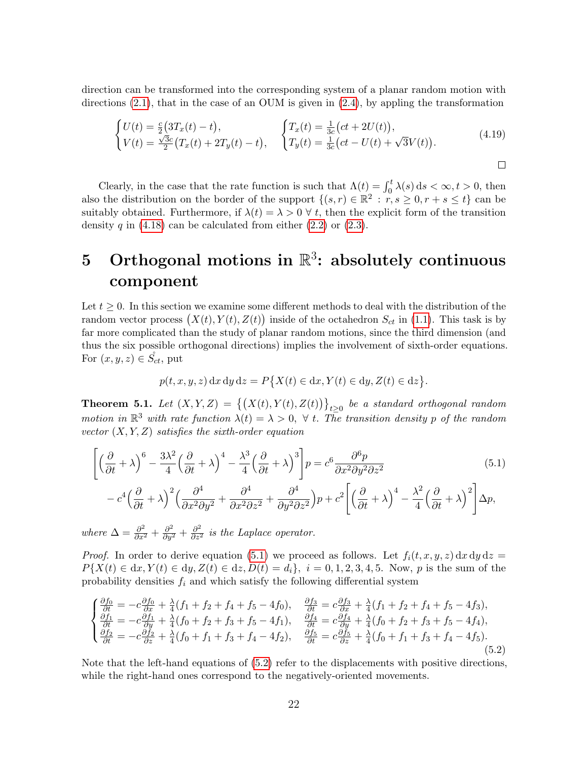direction can be transformed into the corresponding system of a planar random motion with directions (2.1), that in the case of an OUM is given in (2.4), by appling the transformation

$$
\begin{cases} U(t) = \frac{c}{2}\big(3T_x(t) - t\big), \\ V(t) = \frac{\sqrt{3}c}{2}\big(T_x(t) + 2T_y(t) - t\big), \end{cases} \qquad \begin{cases} T_x(t) = \frac{1}{3c}\big(ct + 2U(t)\big), \\ T_y(t) = \frac{1}{3c}\big(ct - U(t) + \sqrt{3}V(t)\big). \end{cases} \tag{4.19}
$$

□

Clearly, in the case that the rate function is such that $\Lambda(t) = \int_0^t \lambda(s)\,\mathrm{d}s < \infty, t > 0$, then also the distribution on the border of the support $\{(s, r) \in \mathbb{R}^2 \,:\, r, s \geq 0, r + s \leq t\}$ can be suitably obtained. Furthermore, if $\lambda(t) = \lambda > 0 \;\forall\, t$, then the explicit form of the transition density $q$ in (4.18) can be calculated from either (2.2) or (2.3).

# 5 Orthogonal motions in $\mathbb{R}^3$: absolutely continuous component

Let $t \geq 0$. In this section we examine some different methods to deal with the distribution of the random vector process $\big(X(t), Y(t), Z(t)\big)$ inside of the octahedron $S_{ct}$ in (1.1). This task is by far more complicated than the study of planar random motions, since the third dimension (and thus the six possible orthogonal directions) implies the involvement of sixth-order equations. For $(x, y, z) \in \mathring{S}_{ct}$, put

$$
p(t, x, y, z)\,\mathrm{d}x\,\mathrm{d}y\,\mathrm{d}z = P\big\{X(t) \in \mathrm{d}x, Y(t) \in \mathrm{d}y, Z(t) \in \mathrm{d}z\big\}.
$$

**Theorem 5.1.** *Let $(X, Y, Z) = \big\{\big(X(t), Y(t), Z(t)\big)\big\}_{t\geq 0}$ be a standard orthogonal random motion in $\mathbb{R}^3$ with rate function $\lambda(t) = \lambda > 0,\ \forall\, t$. The transition density $p$ of the random vector $(X, Y, Z)$ satisfies the sixth-order equation*

$$
\begin{aligned}
\left[\Big(\frac{\partial}{\partial t} + \lambda\Big)^6 - \frac{3\lambda^2}{4}\Big(\frac{\partial}{\partial t} + \lambda\Big)^4 - \frac{\lambda^3}{4}\Big(\frac{\partial}{\partial t} + \lambda\Big)^3\right] p &= c^6 \frac{\partial^6 p}{\partial x^2 \partial y^2 \partial z^2} \\
- c^4\Big(\frac{\partial}{\partial t} + \lambda\Big)^2 \Big(\frac{\partial^4}{\partial x^2 \partial y^2} + \frac{\partial^4}{\partial x^2 \partial z^2} + \frac{\partial^4}{\partial y^2 \partial z^2}\Big) p &+ c^2\left[\Big(\frac{\partial}{\partial t} + \lambda\Big)^4 - \frac{\lambda^2}{4}\Big(\frac{\partial}{\partial t} + \lambda\Big)^2\right] \Delta p,
\end{aligned} \tag{5.1}
$$

*where $\Delta = \frac{\partial^2}{\partial x^2} + \frac{\partial^2}{\partial y^2} + \frac{\partial^2}{\partial z^2}$ is the Laplace operator.*

*Proof.* In order to derive equation (5.1) we proceed as follows. Let $f_i(t, x, y, z)\,\mathrm{d}x\,\mathrm{d}y\,\mathrm{d}z = P\{X(t) \in \mathrm{d}x, Y(t) \in \mathrm{d}y, Z(t) \in \mathrm{d}z, D(t) = d_i\},\ i = 0, 1, 2, 3, 4, 5$. Now, $p$ is the sum of the probability densities $f_i$ and which satisfy the following differential system

$$
\begin{cases}
\frac{\partial f_0}{\partial t} = -c\frac{\partial f_0}{\partial x} + \frac{\lambda}{4}(f_1 + f_2 + f_4 + f_5 - 4f_0), & \frac{\partial f_3}{\partial t} = c\frac{\partial f_3}{\partial x} + \frac{\lambda}{4}(f_1 + f_2 + f_4 + f_5 - 4f_3), \\
\frac{\partial f_1}{\partial t} = -c\frac{\partial f_1}{\partial y} + \frac{\lambda}{4}(f_0 + f_2 + f_3 + f_5 - 4f_1), & \frac{\partial f_4}{\partial t} = c\frac{\partial f_4}{\partial y} + \frac{\lambda}{4}(f_0 + f_2 + f_3 + f_5 - 4f_4), \\
\frac{\partial f_2}{\partial t} = -c\frac{\partial f_2}{\partial z} + \frac{\lambda}{4}(f_0 + f_1 + f_3 + f_4 - 4f_2), & \frac{\partial f_5}{\partial t} = c\frac{\partial f_5}{\partial z} + \frac{\lambda}{4}(f_0 + f_1 + f_3 + f_4 - 4f_5).
\end{cases} \tag{5.2}
$$

Note that the left-hand equations of (5.2) refer to the displacements with positive directions, while the right-hand ones correspond to the negatively-oriented movements.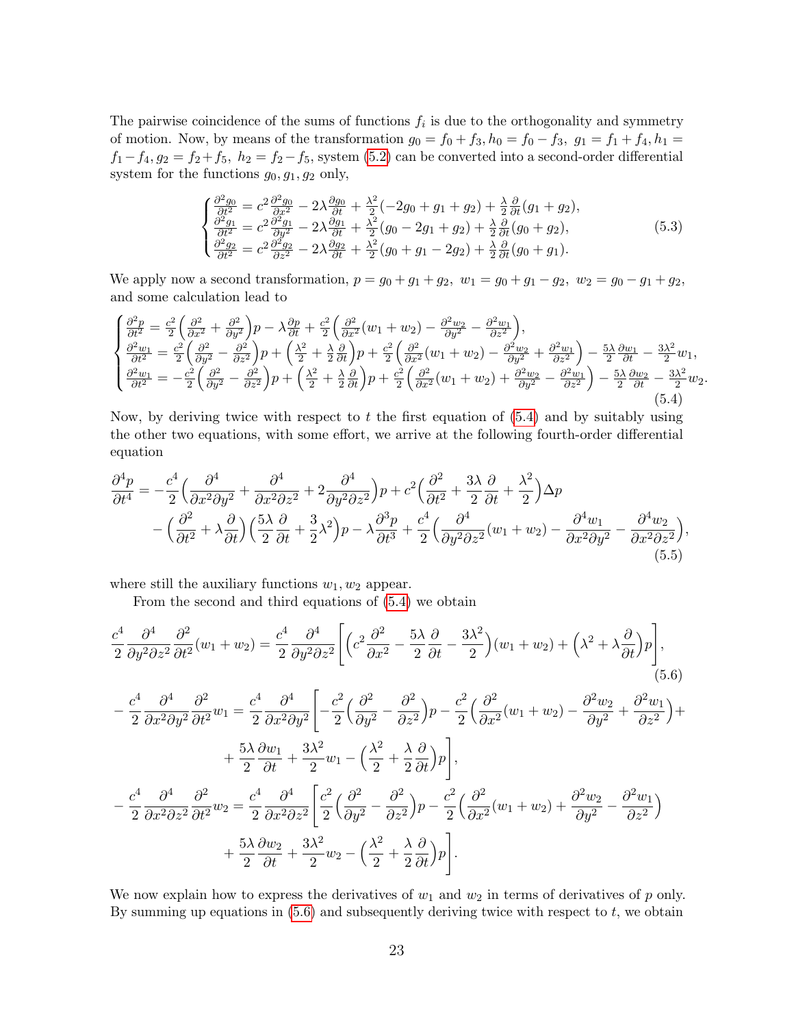The pairwise coincidence of the sums of functions $f_i$ is due to the orthogonality and symmetry of motion. Now, by means of the transformation $g_0 = f_0 + f_3, h_0 = f_0 - f_3,\ g_1 = f_1 + f_4, h_1 = f_1 - f_4, g_2 = f_2 + f_5,\ h_2 = f_2 - f_5$, system (5.2) can be converted into a second-order differential system for the functions $g_0, g_1, g_2$ only,

$$
\begin{cases}
\frac{\partial^2 g_0}{\partial t^2} = c^2 \frac{\partial^2 g_0}{\partial x^2} - 2\lambda \frac{\partial g_0}{\partial t} + \frac{\lambda^2}{2}(-2g_0 + g_1 + g_2) + \frac{\lambda}{2}\frac{\partial}{\partial t}(g_1 + g_2), \\
\frac{\partial^2 g_1}{\partial t^2} = c^2 \frac{\partial^2 g_1}{\partial y^2} - 2\lambda \frac{\partial g_1}{\partial t} + \frac{\lambda^2}{2}(g_0 - 2g_1 + g_2) + \frac{\lambda}{2}\frac{\partial}{\partial t}(g_0 + g_2), \\
\frac{\partial^2 g_2}{\partial t^2} = c^2 \frac{\partial^2 g_2}{\partial z^2} - 2\lambda \frac{\partial g_2}{\partial t} + \frac{\lambda^2}{2}(g_0 + g_1 - 2g_2) + \frac{\lambda}{2}\frac{\partial}{\partial t}(g_0 + g_1).
\end{cases}
\tag{5.3}
$$

We apply now a second transformation, $p = g_0 + g_1 + g_2,\ w_1 = g_0 + g_1 - g_2,\ w_2 = g_0 - g_1 + g_2$, and some calculation lead to

$$
\begin{cases}
\frac{\partial^2 p}{\partial t^2} = \frac{c^2}{2}\Big(\frac{\partial^2}{\partial x^2} + \frac{\partial^2}{\partial y^2}\Big)p - \lambda \frac{\partial p}{\partial t} + \frac{c^2}{2}\Big(\frac{\partial^2}{\partial x^2}(w_1 + w_2) - \frac{\partial^2 w_2}{\partial y^2} - \frac{\partial^2 w_1}{\partial z^2}\Big), \\
\frac{\partial^2 w_1}{\partial t^2} = \frac{c^2}{2}\Big(\frac{\partial^2}{\partial y^2} - \frac{\partial^2}{\partial z^2}\Big)p + \Big(\frac{\lambda^2}{2} + \frac{\lambda}{2}\frac{\partial}{\partial t}\Big)p + \frac{c^2}{2}\Big(\frac{\partial^2}{\partial x^2}(w_1 + w_2) - \frac{\partial^2 w_2}{\partial y^2} + \frac{\partial^2 w_1}{\partial z^2}\Big) - \frac{5\lambda}{2}\frac{\partial w_1}{\partial t} - \frac{3\lambda^2}{2}w_1, \\
\frac{\partial^2 w_1}{\partial t^2} = -\frac{c^2}{2}\Big(\frac{\partial^2}{\partial y^2} - \frac{\partial^2}{\partial z^2}\Big)p + \Big(\frac{\lambda^2}{2} + \frac{\lambda}{2}\frac{\partial}{\partial t}\Big)p + \frac{c^2}{2}\Big(\frac{\partial^2}{\partial x^2}(w_1 + w_2) + \frac{\partial^2 w_2}{\partial y^2} - \frac{\partial^2 w_1}{\partial z^2}\Big) - \frac{5\lambda}{2}\frac{\partial w_2}{\partial t} - \frac{3\lambda^2}{2}w_2.
\end{cases}
\tag{5.4}
$$

Now, by deriving twice with respect to $t$ the first equation of (5.4) and by suitably using the other two equations, with some effort, we arrive at the following fourth-order differential equation

$$
\begin{aligned}
\frac{\partial^4 p}{\partial t^4} = &-\frac{c^4}{2}\Big(\frac{\partial^4}{\partial x^2 \partial y^2} + \frac{\partial^4}{\partial x^2 \partial z^2} + 2\frac{\partial^4}{\partial y^2 \partial z^2}\Big)p + c^2\Big(\frac{\partial^2}{\partial t^2} + \frac{3\lambda}{2}\frac{\partial}{\partial t} + \frac{\lambda^2}{2}\Big)\Delta p \\
&- \Big(\frac{\partial^2}{\partial t^2} + \lambda \frac{\partial}{\partial t}\Big)\Big(\frac{5\lambda}{2}\frac{\partial}{\partial t} + \frac{3}{2}\lambda^2\Big)p - \lambda \frac{\partial^3 p}{\partial t^3} + \frac{c^4}{2}\Big(\frac{\partial^4}{\partial y^2 \partial z^2}(w_1 + w_2) - \frac{\partial^4 w_1}{\partial x^2 \partial y^2} - \frac{\partial^4 w_2}{\partial x^2 \partial z^2}\Big),
\end{aligned}
\tag{5.5}
$$

where still the auxiliary functions $w_1, w_2$ appear.

From the second and third equations of (5.4) we obtain

$$
\frac{c^4}{2}\frac{\partial^4}{\partial y^2 \partial z^2}\frac{\partial^2}{\partial t^2}(w_1 + w_2) = \frac{c^4}{2}\frac{\partial^4}{\partial y^2 \partial z^2}\Bigg[\Big(c^2\frac{\partial^2}{\partial x^2} - \frac{5\lambda}{2}\frac{\partial}{\partial t} - \frac{3\lambda^2}{2}\Big)(w_1 + w_2) + \Big(\lambda^2 + \lambda\frac{\partial}{\partial t}\Big)p\Bigg],
\tag{5.6}
$$

$$
\begin{aligned}
-\frac{c^4}{2}\frac{\partial^4}{\partial x^2 \partial y^2}\frac{\partial^2}{\partial t^2}w_1 = \frac{c^4}{2}\frac{\partial^4}{\partial x^2 \partial y^2}\Bigg[&-\frac{c^2}{2}\Big(\frac{\partial^2}{\partial y^2} - \frac{\partial^2}{\partial z^2}\Big)p - \frac{c^2}{2}\Big(\frac{\partial^2}{\partial x^2}(w_1 + w_2) - \frac{\partial^2 w_2}{\partial y^2} + \frac{\partial^2 w_1}{\partial z^2}\Big) + \\
&+ \frac{5\lambda}{2}\frac{\partial w_1}{\partial t} + \frac{3\lambda^2}{2}w_1 - \Big(\frac{\lambda^2}{2} + \frac{\lambda}{2}\frac{\partial}{\partial t}\Big)p\Bigg],
\end{aligned}
$$

$$
\begin{aligned}
-\frac{c^4}{2}\frac{\partial^4}{\partial x^2 \partial z^2}\frac{\partial^2}{\partial t^2}w_2 = \frac{c^4}{2}\frac{\partial^4}{\partial x^2 \partial z^2}\Bigg[&\frac{c^2}{2}\Big(\frac{\partial^2}{\partial y^2} - \frac{\partial^2}{\partial z^2}\Big)p - \frac{c^2}{2}\Big(\frac{\partial^2}{\partial x^2}(w_1 + w_2) + \frac{\partial^2 w_2}{\partial y^2} - \frac{\partial^2 w_1}{\partial z^2}\Big) \\
&+ \frac{5\lambda}{2}\frac{\partial w_2}{\partial t} + \frac{3\lambda^2}{2}w_2 - \Big(\frac{\lambda^2}{2} + \frac{\lambda}{2}\frac{\partial}{\partial t}\Big)p\Bigg].
\end{aligned}
$$

We now explain how to express the derivatives of $w_1$ and $w_2$ in terms of derivatives of $p$ only. By summing up equations in (5.6) and subsequently deriving twice with respect to $t$, we obtain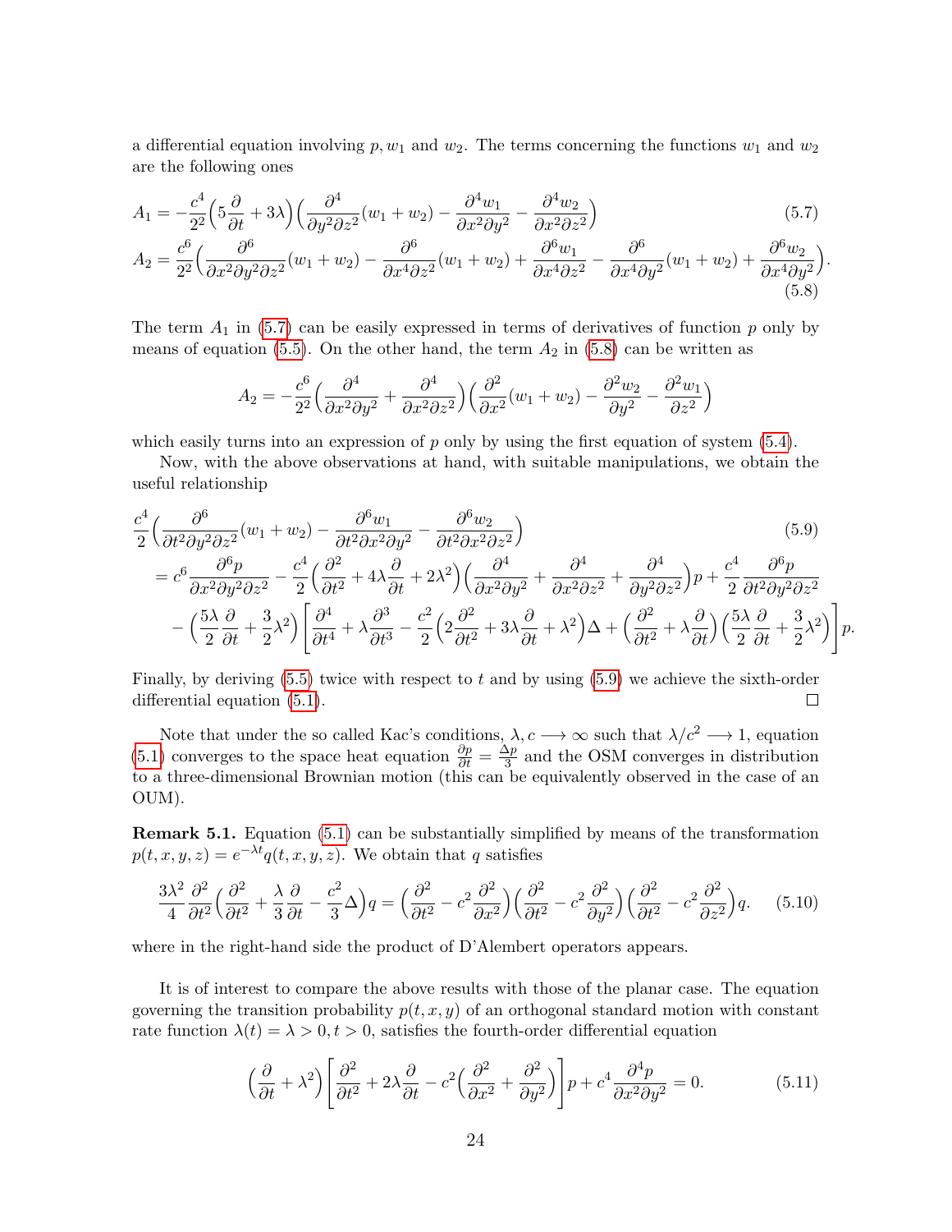a differential equation involving $p, w_1$ and $w_2$. The terms concerning the functions $w_1$ and $w_2$ are the following ones

$$A_1 = -\frac{c^4}{2^2}\Big(5\frac{\partial}{\partial t}+3\lambda\Big)\Big(\frac{\partial^4}{\partial y^2\partial z^2}(w_1+w_2) - \frac{\partial^4 w_1}{\partial x^2\partial y^2} - \frac{\partial^4 w_2}{\partial x^2 \partial z^2}\Big) \tag{5.7}$$

$$A_2 = \frac{c^6}{2^2}\Big(\frac{\partial^6}{\partial x^2\partial y^2\partial z^2}(w_1+w_2) - \frac{\partial^6}{\partial x^4\partial z^2}(w_1+w_2) + \frac{\partial^6 w_1}{\partial x^4 \partial z^2} - \frac{\partial^6}{\partial x^4\partial y^2}(w_1+w_2) + \frac{\partial^6 w_2}{\partial x^4\partial y^2}\Big). \tag{5.8}$$

The term $A_1$ in (5.7) can be easily expressed in terms of derivatives of function $p$ only by means of equation (5.5). On the other hand, the term $A_2$ in (5.8) can be written as

$$A_2 = -\frac{c^6}{2^2}\Big(\frac{\partial^4}{\partial x^2\partial y^2}+\frac{\partial^4}{\partial x^2\partial z^2}\Big)\Big(\frac{\partial^2}{\partial x^2}(w_1+w_2) - \frac{\partial^2 w_2}{\partial y^2} - \frac{\partial^2 w_1}{\partial z^2}\Big)$$

which easily turns into an expression of $p$ only by using the first equation of system (5.4).

Now, with the above observations at hand, with suitable manipulations, we obtain the useful relationship

$$\begin{aligned}
&\frac{c^4}{2}\Big(\frac{\partial^6}{\partial t^2\partial y^2\partial z^2}(w_1+w_2) - \frac{\partial^6 w_1}{\partial t^2\partial x^2\partial y^2} - \frac{\partial^6 w_2}{\partial t^2 \partial x^2\partial z^2}\Big) \\
&= c^6\frac{\partial^6 p}{\partial x^2\partial y^2\partial z^2} - \frac{c^4}{2}\Big(\frac{\partial^2}{\partial t^2}+4\lambda\frac{\partial}{\partial t}+2\lambda^2\Big)\Big(\frac{\partial^4}{\partial x^2\partial y^2}+\frac{\partial^4}{\partial x^2\partial z^2}+\frac{\partial^4}{\partial y^2\partial z^2}\Big)p + \frac{c^4}{2}\frac{\partial^6 p}{\partial t^2\partial y^2\partial z^2} \\
&\quad - \Big(\frac{5\lambda}{2}\frac{\partial}{\partial t}+\frac{3}{2}\lambda^2\Big)\Bigg[\frac{\partial^4}{\partial t^4}+\lambda\frac{\partial^3}{\partial t^3} - \frac{c^2}{2}\Big(2\frac{\partial^2}{\partial t^2}+3\lambda\frac{\partial}{\partial t}+\lambda^2\Big)\Delta + \Big(\frac{\partial^2}{\partial t^2}+\lambda\frac{\partial}{\partial t}\Big)\Big(\frac{5\lambda}{2}\frac{\partial}{\partial t}+\frac{3}{2}\lambda^2\Big)\Bigg]p.
\end{aligned} \tag{5.9}$$

Finally, by deriving (5.5) twice with respect to $t$ and by using (5.9) we achieve the sixth-order differential equation (5.1). □

Note that under the so called Kac's conditions, $\lambda, c \longrightarrow \infty$ such that $\lambda/c^2 \longrightarrow 1$, equation (5.1) converges to the space heat equation $\frac{\partial p}{\partial t} = \frac{\Delta p}{3}$ and the OSM converges in distribution to a three-dimensional Brownian motion (this can be equivalently observed in the case of an OUM).

**Remark 5.1.** Equation (5.1) can be substantially simplified by means of the transformation $p(t,x,y,z) = e^{-\lambda t}q(t,x,y,z)$. We obtain that $q$ satisfies

$$\frac{3\lambda^2}{4}\frac{\partial^2}{\partial t^2}\Big(\frac{\partial^2}{\partial t^2}+\frac{\lambda}{3}\frac{\partial}{\partial t} - \frac{c^2}{3}\Delta\Big)q = \Big(\frac{\partial^2}{\partial t^2}-c^2\frac{\partial^2}{\partial x^2}\Big)\Big(\frac{\partial^2}{\partial t^2}-c^2\frac{\partial^2}{\partial y^2}\Big)\Big(\frac{\partial^2}{\partial t^2}-c^2\frac{\partial^2}{\partial z^2}\Big)q. \tag{5.10}$$

where in the right-hand side the product of D'Alembert operators appears.

It is of interest to compare the above results with those of the planar case. The equation governing the transition probability $p(t,x,y)$ of an orthogonal standard motion with constant rate function $\lambda(t) = \lambda > 0, t > 0$, satisfies the fourth-order differential equation

$$\Big(\frac{\partial}{\partial t}+\lambda^2\Big)\Bigg[\frac{\partial^2}{\partial t^2}+2\lambda\frac{\partial}{\partial t} - c^2\Big(\frac{\partial^2}{\partial x^2}+\frac{\partial^2}{\partial y^2}\Big)\Bigg]p + c^4\frac{\partial^4 p}{\partial x^2\partial y^2} = 0. \tag{5.11}$$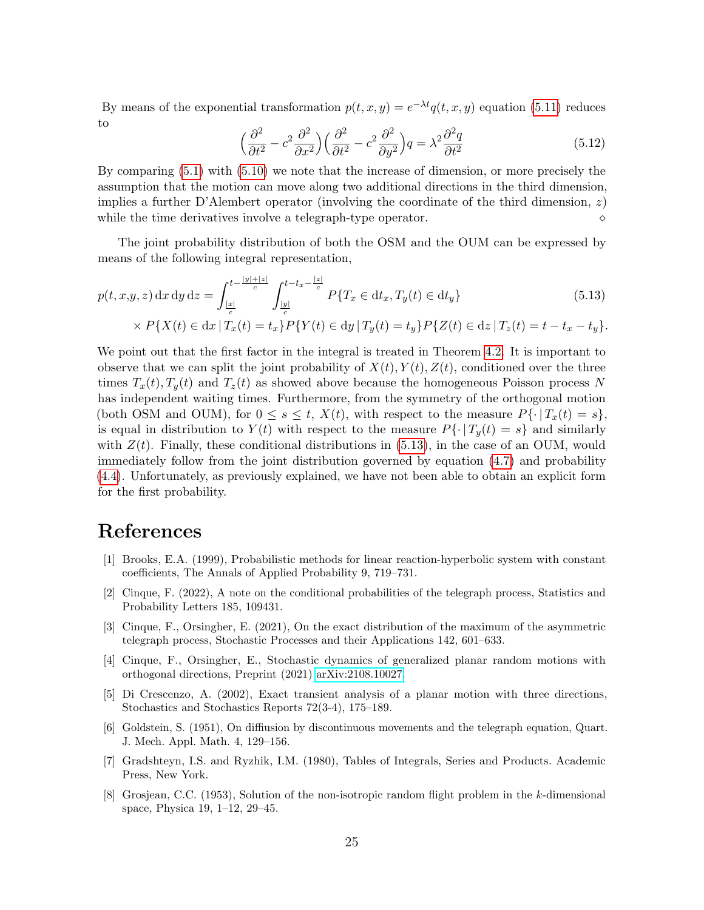By means of the exponential transformation $p(t,x,y) = e^{-\lambda t}q(t,x,y)$ equation (5.11) reduces to

$$\Big(\frac{\partial^2}{\partial t^2} - c^2\frac{\partial^2}{\partial x^2}\Big)\Big(\frac{\partial^2}{\partial t^2} - c^2\frac{\partial^2}{\partial y^2}\Big)q = \lambda^2\frac{\partial^2 q}{\partial t^2} \tag{5.12}$$

By comparing (5.1) with (5.10) we note that the increase of dimension, or more precisely the assumption that the motion can move along two additional directions in the third dimension, implies a further D'Alembert operator (involving the coordinate of the third dimension, $z$) while the time derivatives involve a telegraph-type operator. ⋄

The joint probability distribution of both the OSM and the OUM can be expressed by means of the following integral representation,

$$\begin{aligned} p(t,x,y,z)\,\mathrm{d}x\,\mathrm{d}y\,\mathrm{d}z = &\int_{\frac{|x|}{c}}^{t-\frac{|y|+|z|}{c}}\int_{\frac{|y|}{c}}^{t-t_x-\frac{|z|}{c}} P\{T_x\in \mathrm{d}t_x, T_y(t)\in \mathrm{d}t_y\} \\ &\times P\{X(t)\in \mathrm{d}x\,|\,T_x(t)=t_x\}P\{Y(t)\in \mathrm{d}y\,|\,T_y(t)=t_y\}P\{Z(t)\in \mathrm{d}z\,|\,T_z(t)=t-t_x-t_y\}. \end{aligned} \tag{5.13}$$

We point out that the first factor in the integral is treated in Theorem 4.2. It is important to observe that we can split the joint probability of $X(t), Y(t), Z(t)$, conditioned over the three times $T_x(t), T_y(t)$ and $T_z(t)$ as showed above because the homogeneous Poisson process $N$ has independent waiting times. Furthermore, from the symmetry of the orthogonal motion (both OSM and OUM), for $0\le s\le t$, $X(t)$, with respect to the measure $P\{\cdot\,|\,T_x(t)=s\}$, is equal in distribution to $Y(t)$ with respect to the measure $P\{\cdot\,|\,T_y(t)=s\}$ and similarly with $Z(t)$. Finally, these conditional distributions in (5.13), in the case of an OUM, would immediately follow from the joint distribution governed by equation (4.7) and probability (4.4). Unfortunately, as previously explained, we have not been able to obtain an explicit form for the first probability.

# References

[1] Brooks, E.A. (1999), Probabilistic methods for linear reaction-hyperbolic system with constant coefficients, The Annals of Applied Probability 9, 719–731.

[2] Cinque, F. (2022), A note on the conditional probabilities of the telegraph process, Statistics and Probability Letters 185, 109431.

[3] Cinque, F., Orsingher, E. (2021), On the exact distribution of the maximum of the asymmetric telegraph process, Stochastic Processes and their Applications 142, 601–633.

[4] Cinque, F., Orsingher, E., Stochastic dynamics of generalized planar random motions with orthogonal directions, Preprint (2021) arXiv:2108.10027

[5] Di Crescenzo, A. (2002), Exact transient analysis of a planar motion with three directions, Stochastics and Stochastics Reports 72(3-4), 175–189.

[6] Goldstein, S. (1951), On diffiusion by discontinuous movements and the telegraph equation, Quart. J. Mech. Appl. Math. 4, 129–156.

[7] Gradshteyn, I.S. and Ryzhik, I.M. (1980), Tables of Integrals, Series and Products. Academic Press, New York.

[8] Grosjean, C.C. (1953), Solution of the non-isotropic random flight problem in the $k$-dimensional space, Physica 19, 1–12, 29–45.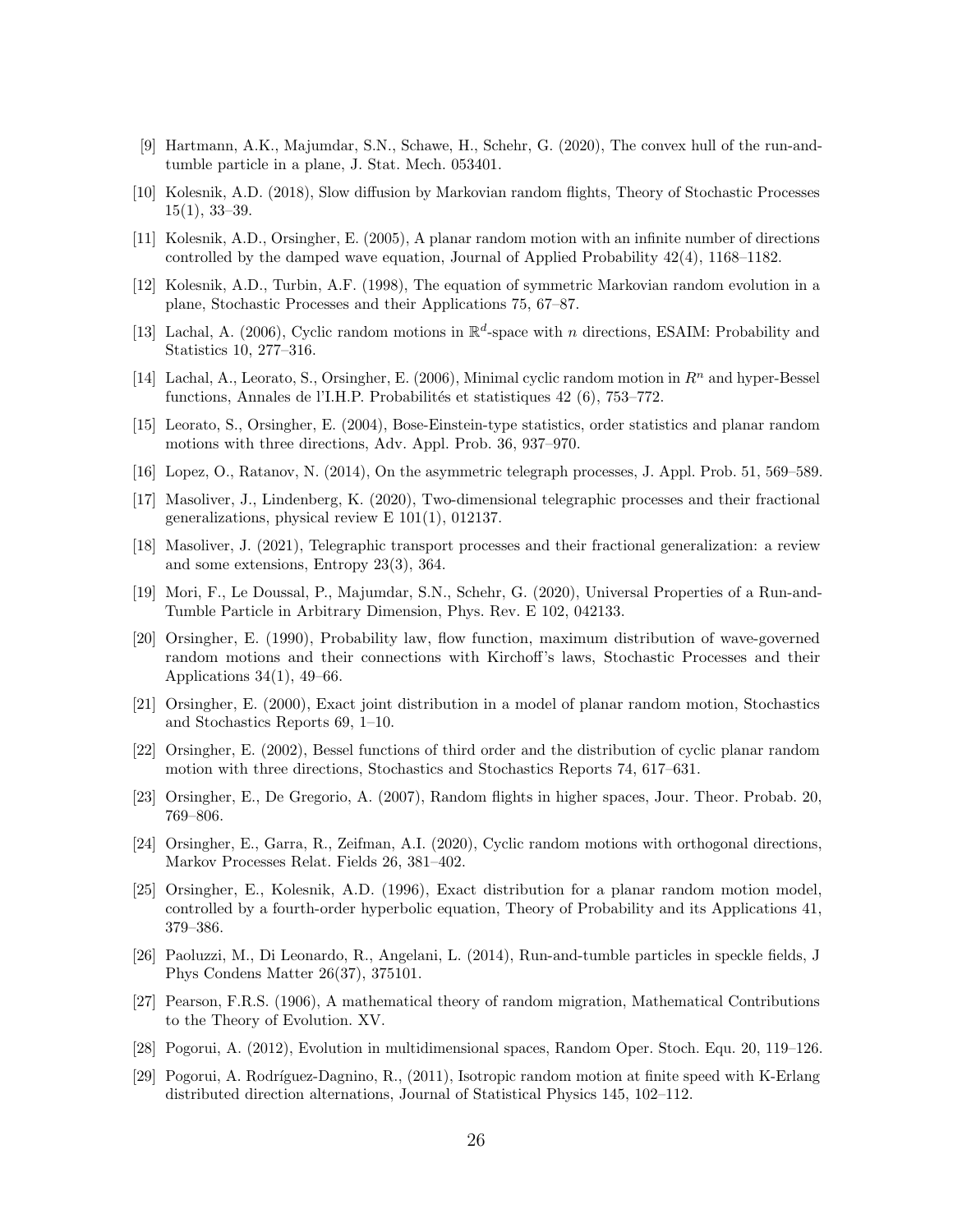[9] Hartmann, A.K., Majumdar, S.N., Schawe, H., Schehr, G. (2020), The convex hull of the run-and-tumble particle in a plane, J. Stat. Mech. 053401.

[10] Kolesnik, A.D. (2018), Slow diffusion by Markovian random flights, Theory of Stochastic Processes 15(1), 33–39.

[11] Kolesnik, A.D., Orsingher, E. (2005), A planar random motion with an infinite number of directions controlled by the damped wave equation, Journal of Applied Probability 42(4), 1168–1182.

[12] Kolesnik, A.D., Turbin, A.F. (1998), The equation of symmetric Markovian random evolution in a plane, Stochastic Processes and their Applications 75, 67–87.

[13] Lachal, A. (2006), Cyclic random motions in $\mathbb{R}^d$-space with $n$ directions, ESAIM: Probability and Statistics 10, 277–316.

[14] Lachal, A., Leorato, S., Orsingher, E. (2006), Minimal cyclic random motion in $R^n$ and hyper-Bessel functions, Annales de l'I.H.P. Probabilités et statistiques 42 (6), 753–772.

[15] Leorato, S., Orsingher, E. (2004), Bose-Einstein-type statistics, order statistics and planar random motions with three directions, Adv. Appl. Prob. 36, 937–970.

[16] Lopez, O., Ratanov, N. (2014), On the asymmetric telegraph processes, J. Appl. Prob. 51, 569–589.

[17] Masoliver, J., Lindenberg, K. (2020), Two-dimensional telegraphic processes and their fractional generalizations, physical review E 101(1), 012137.

[18] Masoliver, J. (2021), Telegraphic transport processes and their fractional generalization: a review and some extensions, Entropy 23(3), 364.

[19] Mori, F., Le Doussal, P., Majumdar, S.N., Schehr, G. (2020), Universal Properties of a Run-and-Tumble Particle in Arbitrary Dimension, Phys. Rev. E 102, 042133.

[20] Orsingher, E. (1990), Probability law, flow function, maximum distribution of wave-governed random motions and their connections with Kirchoff's laws, Stochastic Processes and their Applications 34(1), 49–66.

[21] Orsingher, E. (2000), Exact joint distribution in a model of planar random motion, Stochastics and Stochastics Reports 69, 1–10.

[22] Orsingher, E. (2002), Bessel functions of third order and the distribution of cyclic planar random motion with three directions, Stochastics and Stochastics Reports 74, 617–631.

[23] Orsingher, E., De Gregorio, A. (2007), Random flights in higher spaces, Jour. Theor. Probab. 20, 769–806.

[24] Orsingher, E., Garra, R., Zeifman, A.I. (2020), Cyclic random motions with orthogonal directions, Markov Processes Relat. Fields 26, 381–402.

[25] Orsingher, E., Kolesnik, A.D. (1996), Exact distribution for a planar random motion model, controlled by a fourth-order hyperbolic equation, Theory of Probability and its Applications 41, 379–386.

[26] Paoluzzi, M., Di Leonardo, R., Angelani, L. (2014), Run-and-tumble particles in speckle fields, J Phys Condens Matter 26(37), 375101.

[27] Pearson, F.R.S. (1906), A mathematical theory of random migration, Mathematical Contributions to the Theory of Evolution. XV.

[28] Pogorui, A. (2012), Evolution in multidimensional spaces, Random Oper. Stoch. Equ. 20, 119–126.

[29] Pogorui, A. Rodríguez-Dagnino, R., (2011), Isotropic random motion at finite speed with K-Erlang distributed direction alternations, Journal of Statistical Physics 145, 102–112.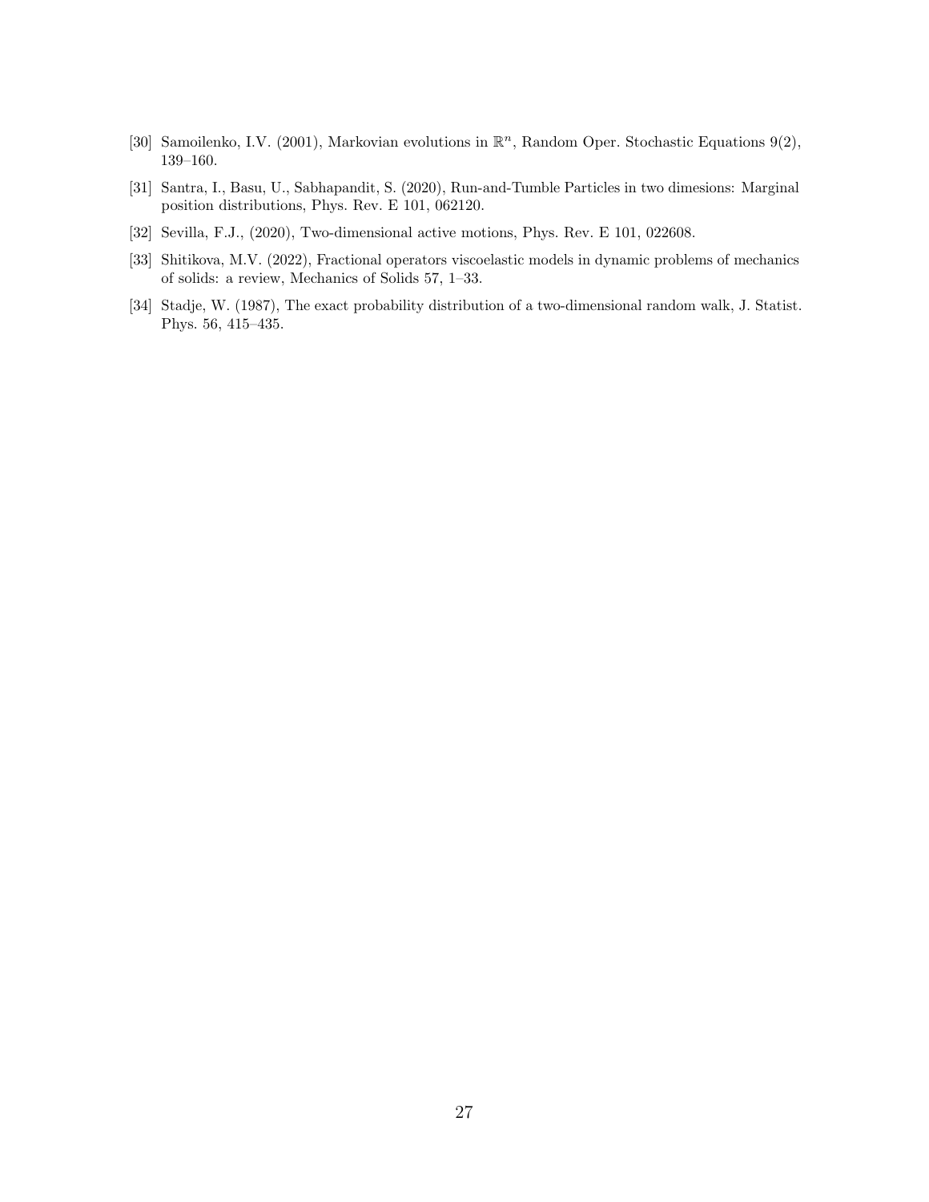[30] Samoilenko, I.V. (2001), Markovian evolutions in $\mathbb{R}^n$, Random Oper. Stochastic Equations 9(2), 139–160.

[31] Santra, I., Basu, U., Sabhapandit, S. (2020), Run-and-Tumble Particles in two dimesions: Marginal position distributions, Phys. Rev. E 101, 062120.

[32] Sevilla, F.J., (2020), Two-dimensional active motions, Phys. Rev. E 101, 022608.

[33] Shitikova, M.V. (2022), Fractional operators viscoelastic models in dynamic problems of mechanics of solids: a review, Mechanics of Solids 57, 1–33.

[34] Stadje, W. (1987), The exact probability distribution of a two-dimensional random walk, J. Statist. Phys. 56, 415–435.